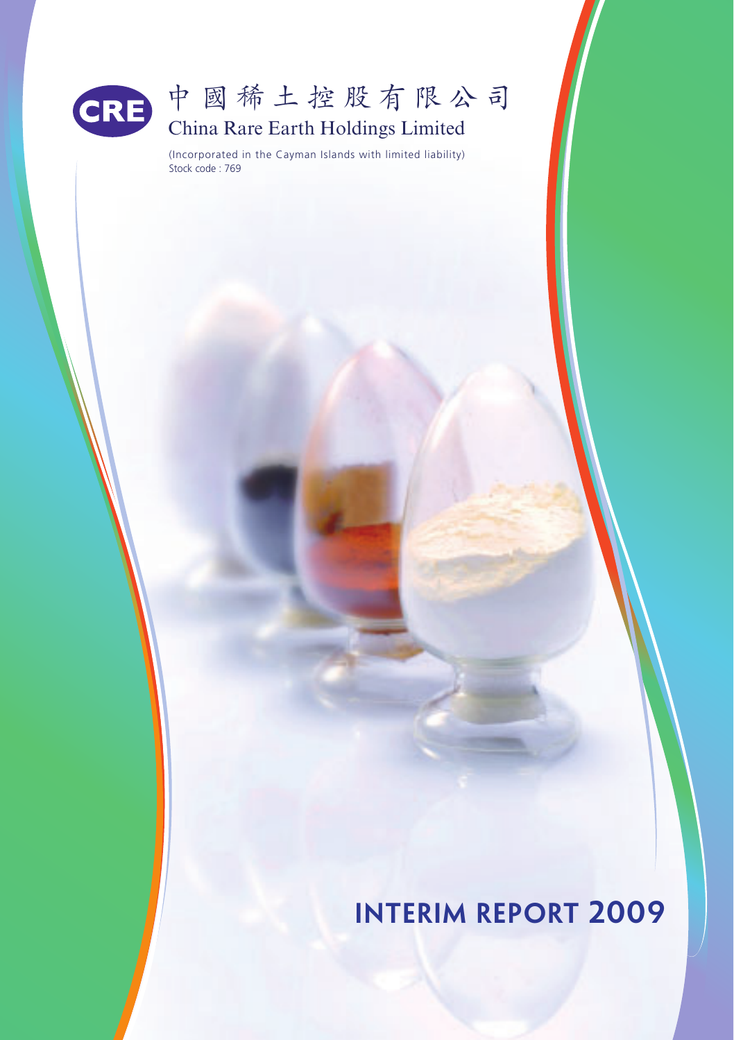CRE

# 中國稀土控股有限公司

# China Rare Earth Holdings Limited

(Incorporated in the Cayman Islands with limited liability)
Stock code : 769

# INTERIM REPORT 2009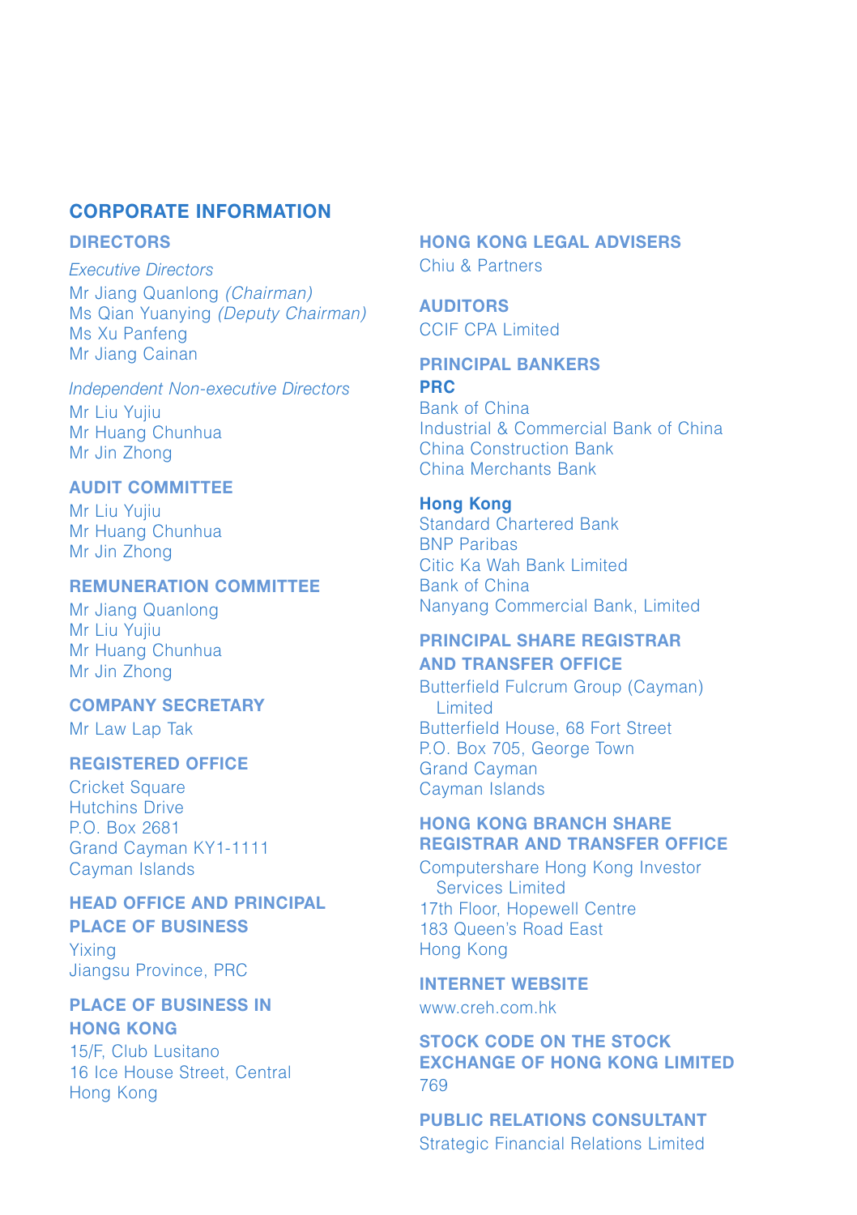# CORPORATE INFORMATION

## DIRECTORS

*Executive Directors*

Mr Jiang Quanlong *(Chairman)*
Ms Qian Yuanying *(Deputy Chairman)*
Ms Xu Panfeng
Mr Jiang Cainan

*Independent Non-executive Directors*

Mr Liu Yujiu
Mr Huang Chunhua
Mr Jin Zhong

## AUDIT COMMITTEE

Mr Liu Yujiu
Mr Huang Chunhua
Mr Jin Zhong

## REMUNERATION COMMITTEE

Mr Jiang Quanlong
Mr Liu Yujiu
Mr Huang Chunhua
Mr Jin Zhong

## COMPANY SECRETARY

Mr Law Lap Tak

## REGISTERED OFFICE

Cricket Square
Hutchins Drive
P.O. Box 2681
Grand Cayman KY1-1111
Cayman Islands

## HEAD OFFICE AND PRINCIPAL PLACE OF BUSINESS

Yixing
Jiangsu Province, PRC

## PLACE OF BUSINESS IN HONG KONG

15/F, Club Lusitano
16 Ice House Street, Central
Hong Kong

## HONG KONG LEGAL ADVISERS

Chiu & Partners

## AUDITORS

CCIF CPA Limited

## PRINCIPAL BANKERS

### PRC

Bank of China
Industrial & Commercial Bank of China
China Construction Bank
China Merchants Bank

### Hong Kong

Standard Chartered Bank
BNP Paribas
Citic Ka Wah Bank Limited
Bank of China
Nanyang Commercial Bank, Limited

## PRINCIPAL SHARE REGISTRAR AND TRANSFER OFFICE

Butterfield Fulcrum Group (Cayman) Limited
Butterfield House, 68 Fort Street
P.O. Box 705, George Town
Grand Cayman
Cayman Islands

## HONG KONG BRANCH SHARE REGISTRAR AND TRANSFER OFFICE

Computershare Hong Kong Investor Services Limited
17th Floor, Hopewell Centre
183 Queen's Road East
Hong Kong

## INTERNET WEBSITE

www.creh.com.hk

## STOCK CODE ON THE STOCK EXCHANGE OF HONG KONG LIMITED

769

## PUBLIC RELATIONS CONSULTANT

Strategic Financial Relations Limited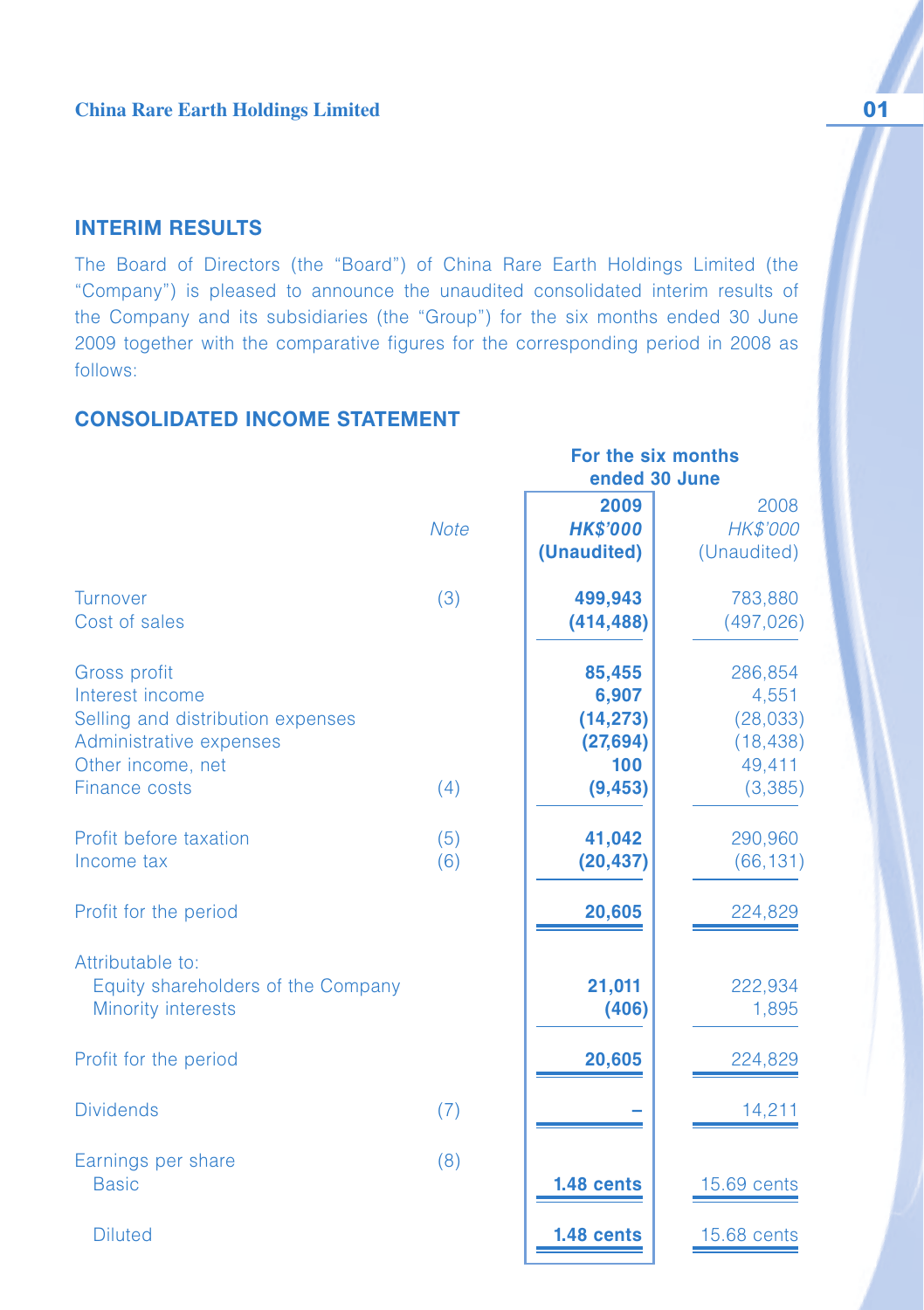## INTERIM RESULTS

The Board of Directors (the "Board") of China Rare Earth Holdings Limited (the "Company") is pleased to announce the unaudited consolidated interim results of the Company and its subsidiaries (the "Group") for the six months ended 30 June 2009 together with the comparative figures for the corresponding period in 2008 as follows:

## CONSOLIDATED INCOME STATEMENT

| | Note | For the six months ended 30 June | |
|---|---|---|---|
| | | **2009** | 2008 |
| | | ***HK$'000*** | *HK$'000* |
| | | **(Unaudited)** | (Unaudited) |
| Turnover | (3) | **499,943** | 783,880 |
| Cost of sales | | **(414,488)** | (497,026) |
| Gross profit | | **85,455** | 286,854 |
| Interest income | | **6,907** | 4,551 |
| Selling and distribution expenses | | **(14,273)** | (28,033) |
| Administrative expenses | | **(27,694)** | (18,438) |
| Other income, net | | **100** | 49,411 |
| Finance costs | (4) | **(9,453)** | (3,385) |
| Profit before taxation | (5) | **41,042** | 290,960 |
| Income tax | (6) | **(20,437)** | (66,131) |
| Profit for the period | | **20,605** | 224,829 |
| Attributable to: | | | |
| Equity shareholders of the Company | | **21,011** | 222,934 |
| Minority interests | | **(406)** | 1,895 |
| Profit for the period | | **20,605** | 224,829 |
| Dividends | (7) | **–** | 14,211 |
| Earnings per share | (8) | | |
| Basic | | **1.48 cents** | 15.69 cents |
| Diluted | | **1.48 cents** | 15.68 cents |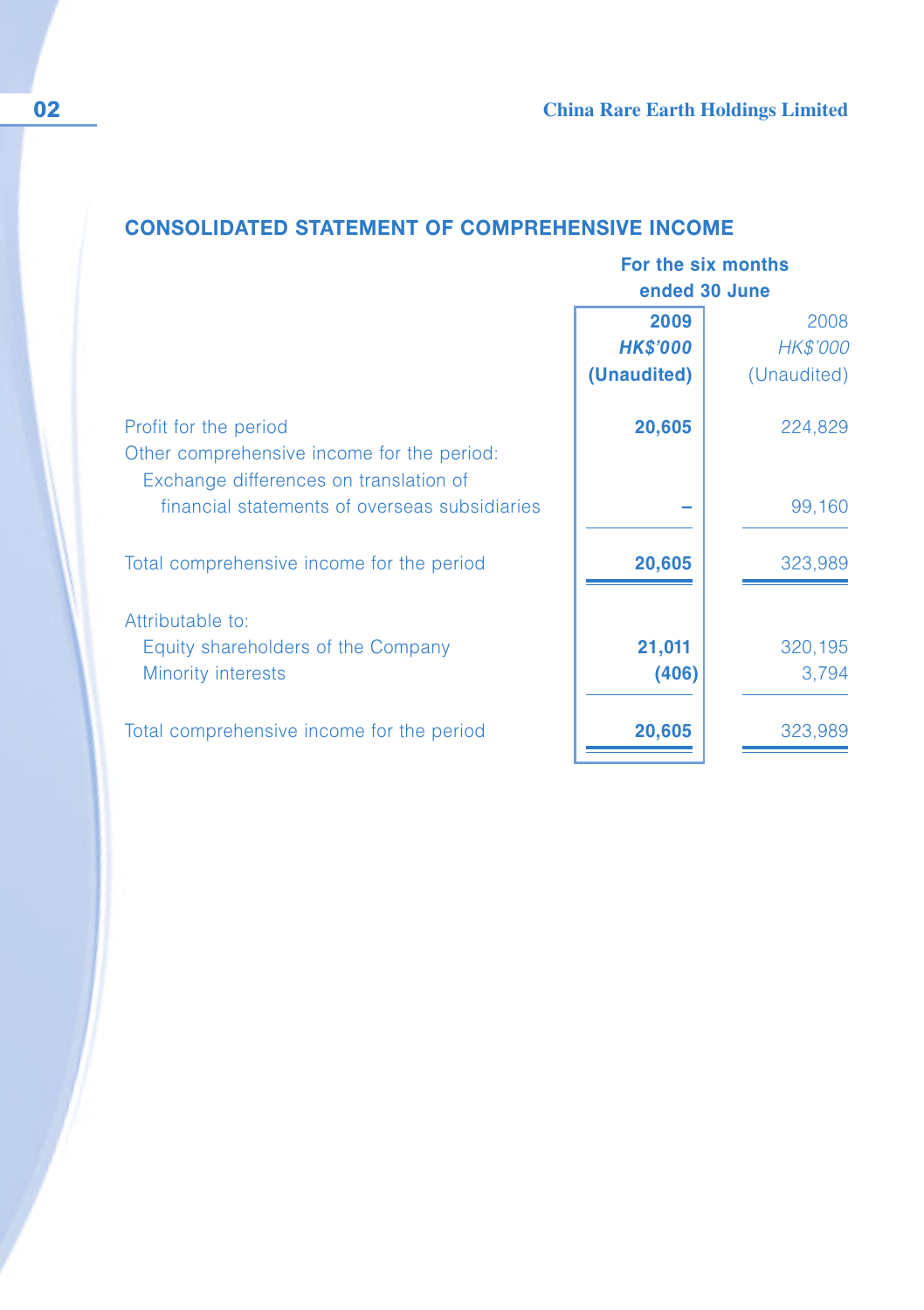## CONSOLIDATED STATEMENT OF COMPREHENSIVE INCOME

| | For the six months ended 30 June | |
|---|---|---|
| | **2009** | 2008 |
| | ***HK$'000*** | *HK$'000* |
| | **(Unaudited)** | (Unaudited) |
| Profit for the period | **20,605** | 224,829 |
| Other comprehensive income for the period: | | |
| Exchange differences on translation of financial statements of overseas subsidiaries | **–** | 99,160 |
| Total comprehensive income for the period | **20,605** | 323,989 |
| Attributable to: | | |
| Equity shareholders of the Company | **21,011** | 320,195 |
| Minority interests | **(406)** | 3,794 |
| Total comprehensive income for the period | **20,605** | 323,989 |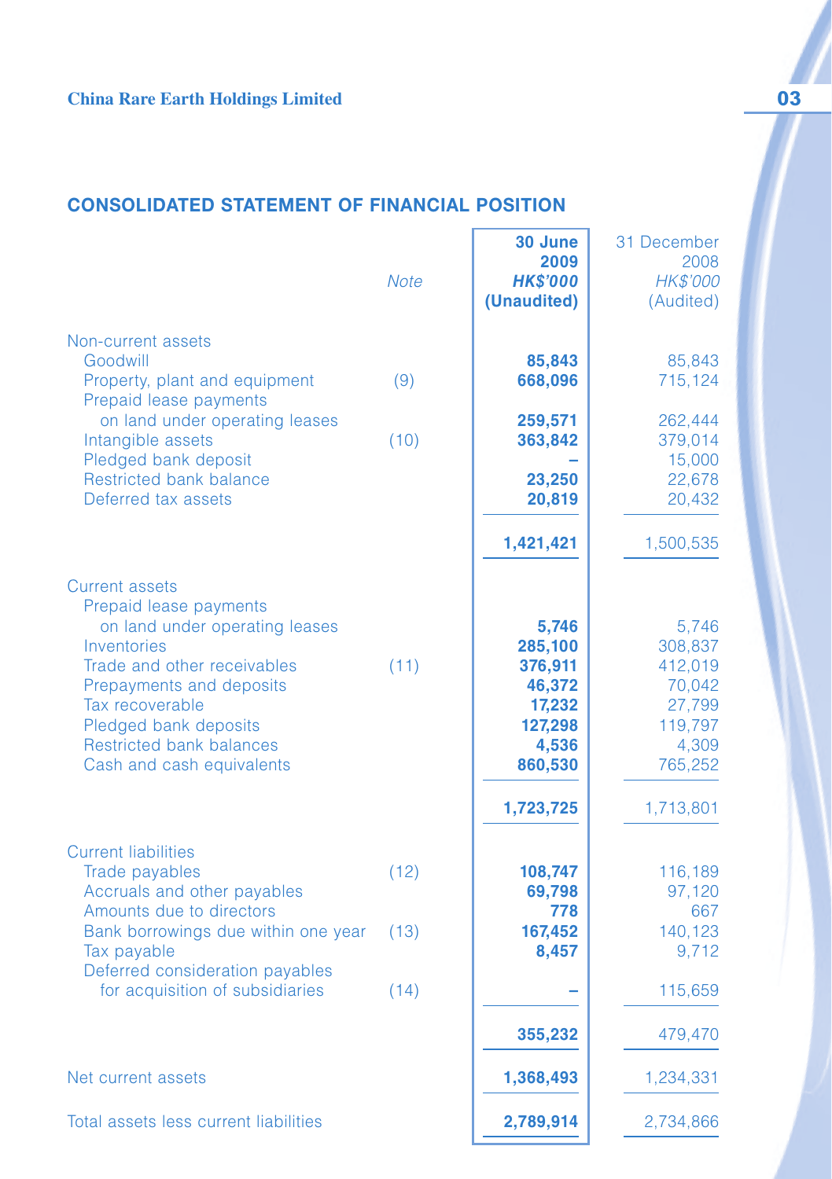## CONSOLIDATED STATEMENT OF FINANCIAL POSITION

| | Note | 30 June 2009 HK$'000 (Unaudited) | 31 December 2008 HK$'000 (Audited) |
|---|---|---|---|
| **Non-current assets** | | | |
| Goodwill | | **85,843** | 85,843 |
| Property, plant and equipment | (9) | **668,096** | 715,124 |
| Prepaid lease payments on land under operating leases | | **259,571** | 262,444 |
| Intangible assets | (10) | **363,842** | 379,014 |
| Pledged bank deposit | | **–** | 15,000 |
| Restricted bank balance | | **23,250** | 22,678 |
| Deferred tax assets | | **20,819** | 20,432 |
| | | **1,421,421** | 1,500,535 |
| **Current assets** | | | |
| Prepaid lease payments on land under operating leases | | **5,746** | 5,746 |
| Inventories | | **285,100** | 308,837 |
| Trade and other receivables | (11) | **376,911** | 412,019 |
| Prepayments and deposits | | **46,372** | 70,042 |
| Tax recoverable | | **17,232** | 27,799 |
| Pledged bank deposits | | **127,298** | 119,797 |
| Restricted bank balances | | **4,536** | 4,309 |
| Cash and cash equivalents | | **860,530** | 765,252 |
| | | **1,723,725** | 1,713,801 |
| **Current liabilities** | | | |
| Trade payables | (12) | **108,747** | 116,189 |
| Accruals and other payables | | **69,798** | 97,120 |
| Amounts due to directors | | **778** | 667 |
| Bank borrowings due within one year | (13) | **167,452** | 140,123 |
| Tax payable | | **8,457** | 9,712 |
| Deferred consideration payables for acquisition of subsidiaries | (14) | **–** | 115,659 |
| | | **355,232** | 479,470 |
| Net current assets | | **1,368,493** | 1,234,331 |
| Total assets less current liabilities | | **2,789,914** | 2,734,866 |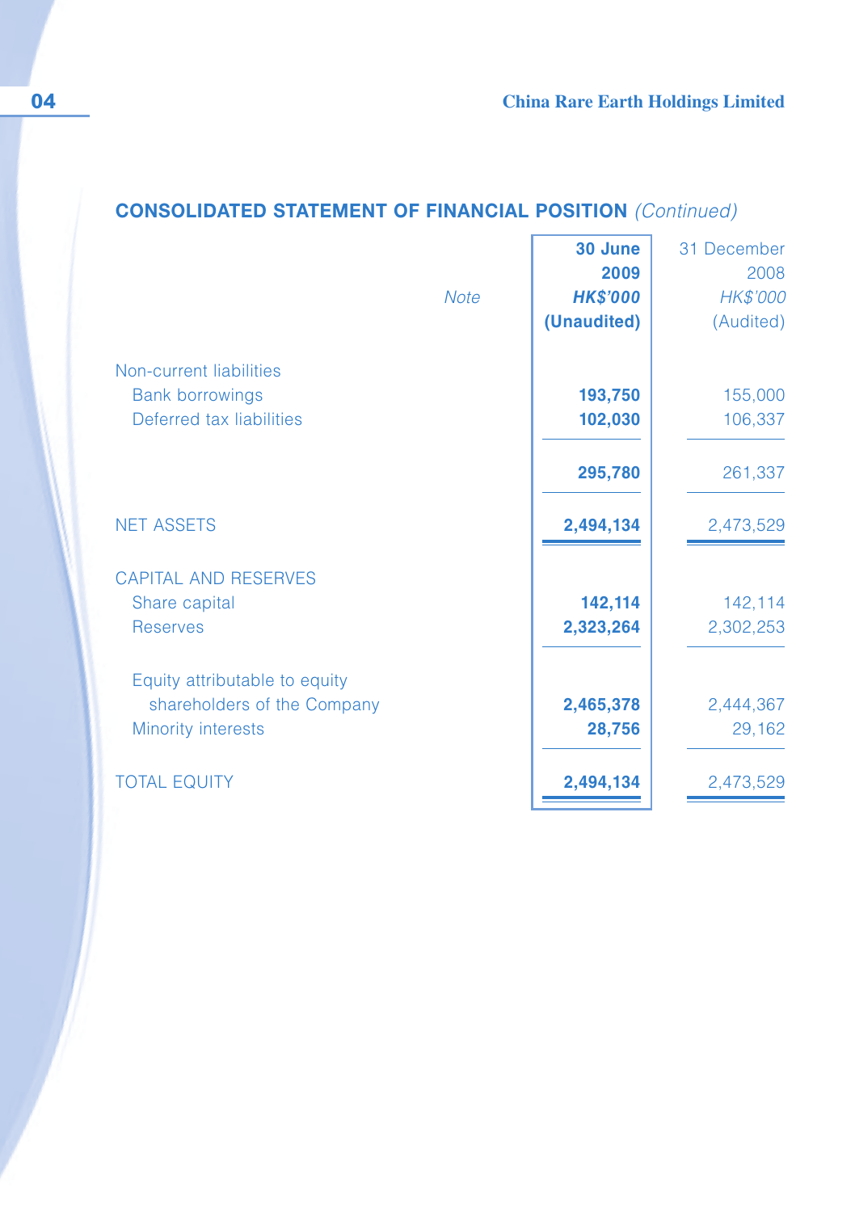## CONSOLIDATED STATEMENT OF FINANCIAL POSITION *(Continued)*

| | *Note* | **30 June 2009** ***HK$'000*** **(Unaudited)** | 31 December 2008 *HK$'000* (Audited) |
|---|---|---|---|
| Non-current liabilities | | | |
| Bank borrowings | | **193,750** | 155,000 |
| Deferred tax liabilities | | **102,030** | 106,337 |
| | | **295,780** | 261,337 |
| NET ASSETS | | **2,494,134** | 2,473,529 |
| CAPITAL AND RESERVES | | | |
| Share capital | | **142,114** | 142,114 |
| Reserves | | **2,323,264** | 2,302,253 |
| Equity attributable to equity shareholders of the Company | | **2,465,378** | 2,444,367 |
| Minority interests | | **28,756** | 29,162 |
| TOTAL EQUITY | | **2,494,134** | 2,473,529 |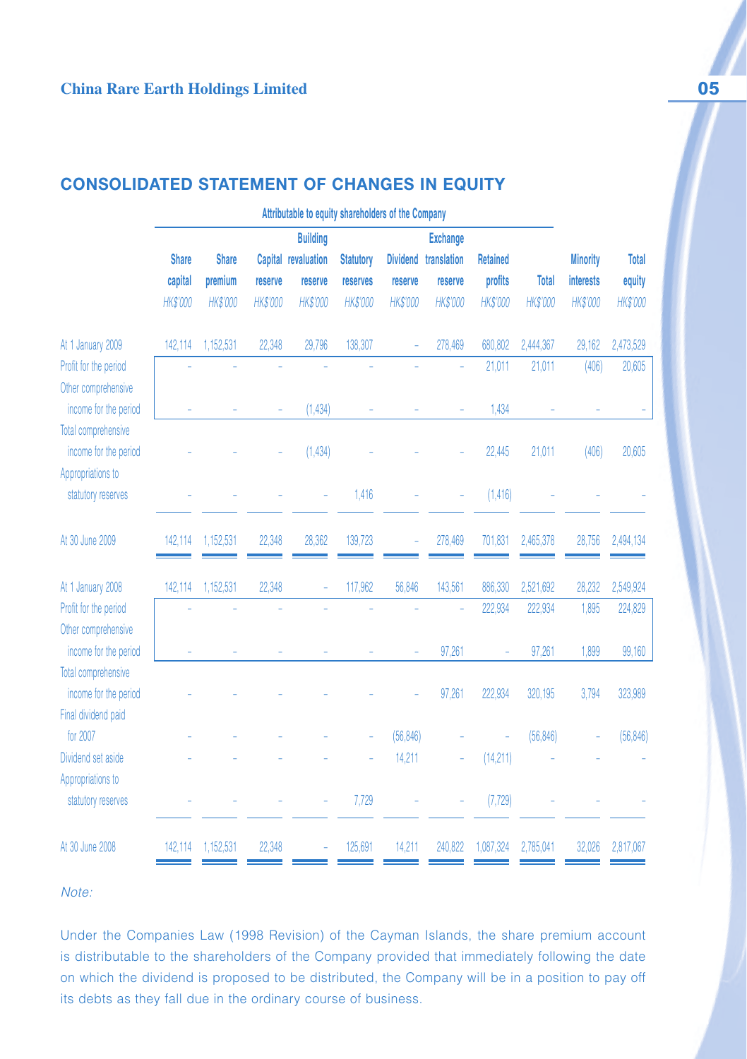## CONSOLIDATED STATEMENT OF CHANGES IN EQUITY

| | Attributable to equity shareholders of the Company | | | | | | | | | | |
|---|---|---|---|---|---|---|---|---|---|---|---|
| | Share capital | Share premium | Capital reserve | Building revaluation reserve | Statutory reserves | Dividend reserve | Exchange translation reserve | Retained profits | Total | Minority interests | Total equity |
| | *HK$'000* | *HK$'000* | *HK$'000* | *HK$'000* | *HK$'000* | *HK$'000* | *HK$'000* | *HK$'000* | *HK$'000* | *HK$'000* | *HK$'000* |
| At 1 January 2009 | 142,114 | 1,152,531 | 22,348 | 29,796 | 138,307 | – | 278,469 | 680,802 | 2,444,367 | 29,162 | 2,473,529 |
| Profit for the period | – | – | – | – | – | – | – | 21,011 | 21,011 | (406) | 20,605 |
| Other comprehensive income for the period | – | – | – | (1,434) | – | – | – | 1,434 | – | – | – |
| Total comprehensive income for the period | – | – | – | (1,434) | – | – | – | 22,445 | 21,011 | (406) | 20,605 |
| Appropriations to statutory reserves | – | – | – | – | 1,416 | – | – | (1,416) | – | – | – |
| At 30 June 2009 | 142,114 | 1,152,531 | 22,348 | 28,362 | 139,723 | – | 278,469 | 701,831 | 2,465,378 | 28,756 | 2,494,134 |
| At 1 January 2008 | 142,114 | 1,152,531 | 22,348 | – | 117,962 | 56,846 | 143,561 | 886,330 | 2,521,692 | 28,232 | 2,549,924 |
| Profit for the period | – | – | – | – | – | – | – | 222,934 | 222,934 | 1,895 | 224,829 |
| Other comprehensive income for the period | – | – | – | – | – | – | 97,261 | – | 97,261 | 1,899 | 99,160 |
| Total comprehensive income for the period | – | – | – | – | – | – | 97,261 | 222,934 | 320,195 | 3,794 | 323,989 |
| Final dividend paid for 2007 | – | – | – | – | – | (56,846) | – | – | (56,846) | – | (56,846) |
| Dividend set aside | – | – | – | – | – | 14,211 | – | (14,211) | – | – | – |
| Appropriations to statutory reserves | – | – | – | – | 7,729 | – | – | (7,729) | – | – | – |
| At 30 June 2008 | 142,114 | 1,152,531 | 22,348 | – | 125,691 | 14,211 | 240,822 | 1,087,324 | 2,785,041 | 32,026 | 2,817,067 |

*Note:*

Under the Companies Law (1998 Revision) of the Cayman Islands, the share premium account is distributable to the shareholders of the Company provided that immediately following the date on which the dividend is proposed to be distributed, the Company will be in a position to pay off its debts as they fall due in the ordinary course of business.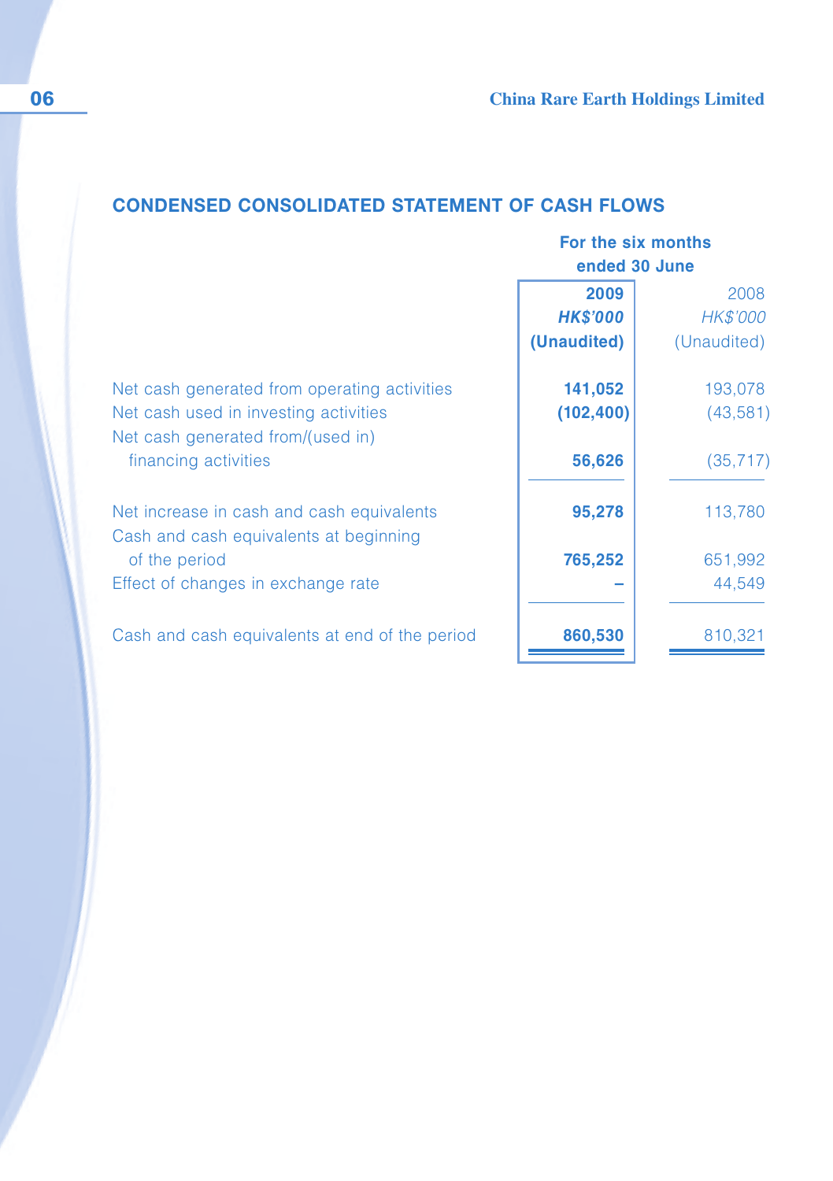## CONDENSED CONSOLIDATED STATEMENT OF CASH FLOWS

| | For the six months ended 30 June | |
|---|---|---|
| | **2009** | 2008 |
| | ***HK$'000*** | *HK$'000* |
| | **(Unaudited)** | (Unaudited) |
| Net cash generated from operating activities | **141,052** | 193,078 |
| Net cash used in investing activities | **(102,400)** | (43,581) |
| Net cash generated from/(used in) financing activities | **56,626** | (35,717) |
| Net increase in cash and cash equivalents | **95,278** | 113,780 |
| Cash and cash equivalents at beginning of the period | **765,252** | 651,992 |
| Effect of changes in exchange rate | **–** | 44,549 |
| Cash and cash equivalents at end of the period | **860,530** | 810,321 |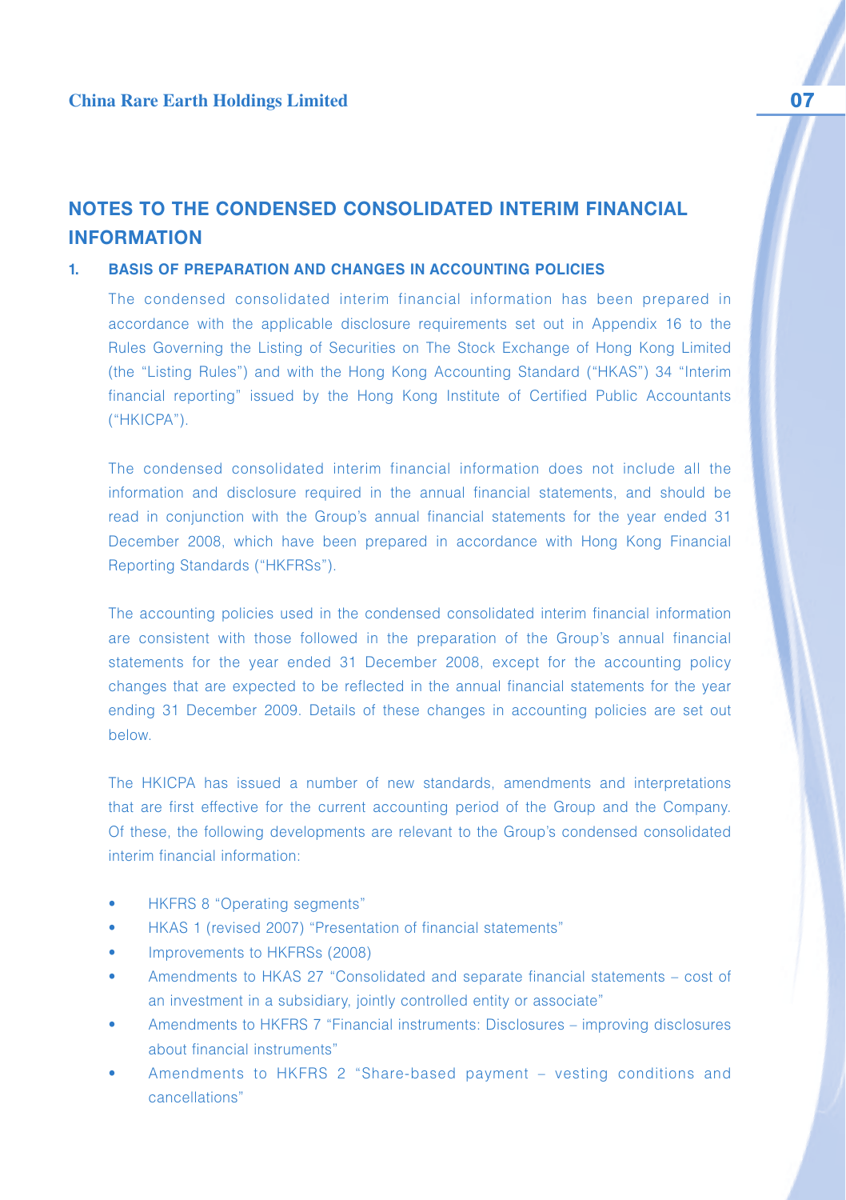# NOTES TO THE CONDENSED CONSOLIDATED INTERIM FINANCIAL INFORMATION

## 1. BASIS OF PREPARATION AND CHANGES IN ACCOUNTING POLICIES

The condensed consolidated interim financial information has been prepared in accordance with the applicable disclosure requirements set out in Appendix 16 to the Rules Governing the Listing of Securities on The Stock Exchange of Hong Kong Limited (the "Listing Rules") and with the Hong Kong Accounting Standard ("HKAS") 34 "Interim financial reporting" issued by the Hong Kong Institute of Certified Public Accountants ("HKICPA").

The condensed consolidated interim financial information does not include all the information and disclosure required in the annual financial statements, and should be read in conjunction with the Group's annual financial statements for the year ended 31 December 2008, which have been prepared in accordance with Hong Kong Financial Reporting Standards ("HKFRSs").

The accounting policies used in the condensed consolidated interim financial information are consistent with those followed in the preparation of the Group's annual financial statements for the year ended 31 December 2008, except for the accounting policy changes that are expected to be reflected in the annual financial statements for the year ending 31 December 2009. Details of these changes in accounting policies are set out below.

The HKICPA has issued a number of new standards, amendments and interpretations that are first effective for the current accounting period of the Group and the Company. Of these, the following developments are relevant to the Group's condensed consolidated interim financial information:

- HKFRS 8 "Operating segments"
- HKAS 1 (revised 2007) "Presentation of financial statements"
- Improvements to HKFRSs (2008)
- Amendments to HKAS 27 "Consolidated and separate financial statements – cost of an investment in a subsidiary, jointly controlled entity or associate"
- Amendments to HKFRS 7 "Financial instruments: Disclosures – improving disclosures about financial instruments"
- Amendments to HKFRS 2 "Share-based payment – vesting conditions and cancellations"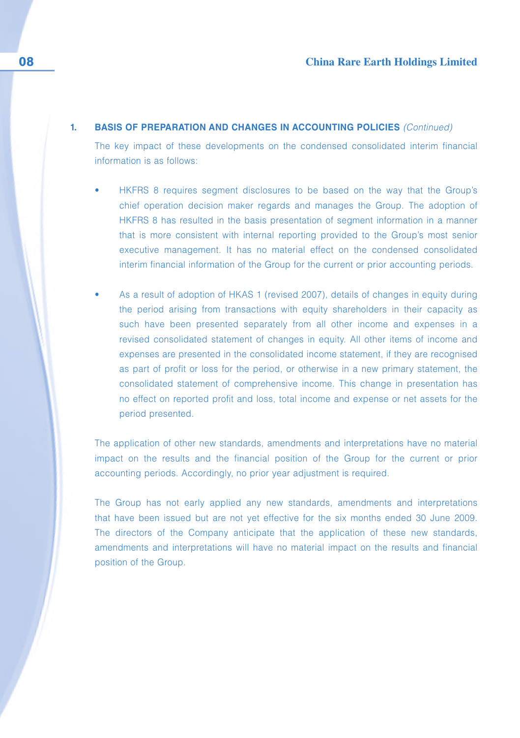## 1. BASIS OF PREPARATION AND CHANGES IN ACCOUNTING POLICIES *(Continued)*

The key impact of these developments on the condensed consolidated interim financial information is as follows:

- HKFRS 8 requires segment disclosures to be based on the way that the Group's chief operation decision maker regards and manages the Group. The adoption of HKFRS 8 has resulted in the basis presentation of segment information in a manner that is more consistent with internal reporting provided to the Group's most senior executive management. It has no material effect on the condensed consolidated interim financial information of the Group for the current or prior accounting periods.

- As a result of adoption of HKAS 1 (revised 2007), details of changes in equity during the period arising from transactions with equity shareholders in their capacity as such have been presented separately from all other income and expenses in a revised consolidated statement of changes in equity. All other items of income and expenses are presented in the consolidated income statement, if they are recognised as part of profit or loss for the period, or otherwise in a new primary statement, the consolidated statement of comprehensive income. This change in presentation has no effect on reported profit and loss, total income and expense or net assets for the period presented.

The application of other new standards, amendments and interpretations have no material impact on the results and the financial position of the Group for the current or prior accounting periods. Accordingly, no prior year adjustment is required.

The Group has not early applied any new standards, amendments and interpretations that have been issued but are not yet effective for the six months ended 30 June 2009. The directors of the Company anticipate that the application of these new standards, amendments and interpretations will have no material impact on the results and financial position of the Group.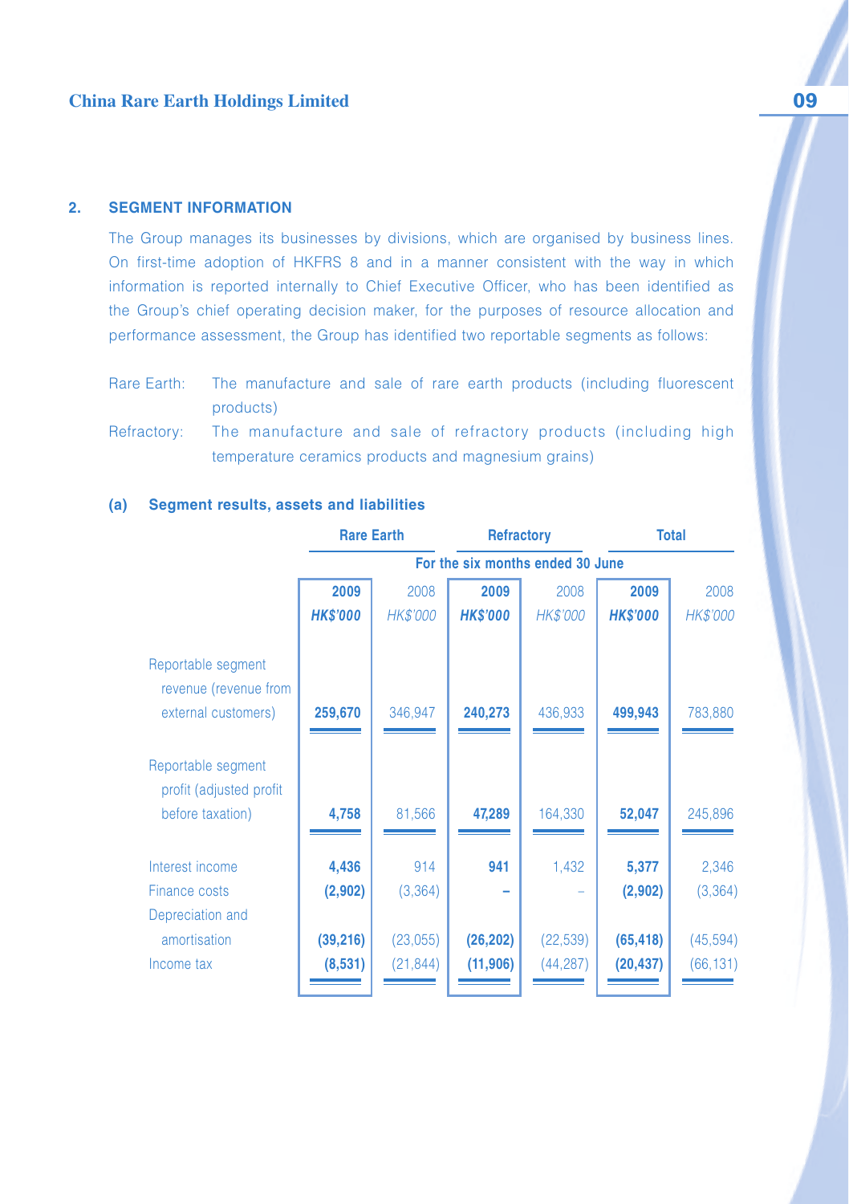## 2. SEGMENT INFORMATION

The Group manages its businesses by divisions, which are organised by business lines. On first-time adoption of HKFRS 8 and in a manner consistent with the way in which information is reported internally to Chief Executive Officer, who has been identified as the Group's chief operating decision maker, for the purposes of resource allocation and performance assessment, the Group has identified two reportable segments as follows:

Rare Earth: The manufacture and sale of rare earth products (including fluorescent products)

Refractory: The manufacture and sale of refractory products (including high temperature ceramics products and magnesium grains)

### (a) Segment results, assets and liabilities

| | Rare Earth | | Refractory | | Total | |
|---|---|---|---|---|---|---|
| | For the six months ended 30 June | | | | | |
| | **2009** | 2008 | **2009** | 2008 | **2009** | 2008 |
| | ***HK$'000*** | *HK$'000* | ***HK$'000*** | *HK$'000* | ***HK$'000*** | *HK$'000* |
| Reportable segment revenue (revenue from external customers) | **259,670** | 346,947 | **240,273** | 436,933 | **499,943** | 783,880 |
| Reportable segment profit (adjusted profit before taxation) | **4,758** | 81,566 | **47,289** | 164,330 | **52,047** | 245,896 |
| Interest income | **4,436** | 914 | **941** | 1,432 | **5,377** | 2,346 |
| Finance costs | **(2,902)** | (3,364) | **–** | – | **(2,902)** | (3,364) |
| Depreciation and amortisation | **(39,216)** | (23,055) | **(26,202)** | (22,539) | **(65,418)** | (45,594) |
| Income tax | **(8,531)** | (21,844) | **(11,906)** | (44,287) | **(20,437)** | (66,131) |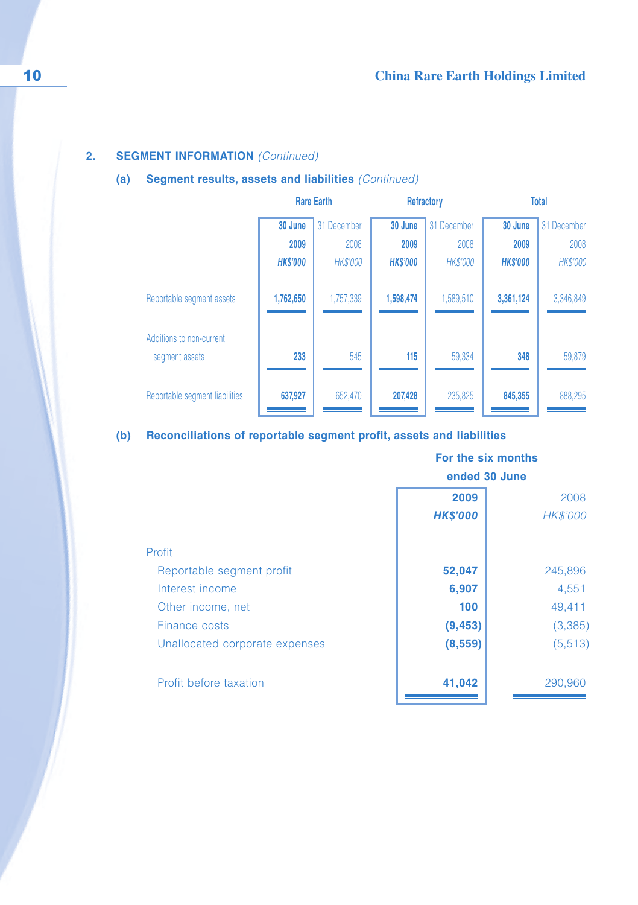## 2. SEGMENT INFORMATION *(Continued)*

### (a) Segment results, assets and liabilities *(Continued)*

| | Rare Earth | | Refractory | | Total | |
|---|---|---|---|---|---|---|
| | **30 June 2009** | 31 December 2008 | **30 June 2009** | 31 December 2008 | **30 June 2009** | 31 December 2008 |
| | ***HK$'000*** | *HK$'000* | ***HK$'000*** | *HK$'000* | ***HK$'000*** | *HK$'000* |
| Reportable segment assets | **1,762,650** | 1,757,339 | **1,598,474** | 1,589,510 | **3,361,124** | 3,346,849 |
| Additions to non-current segment assets | **233** | 545 | **115** | 59,334 | **348** | 59,879 |
| Reportable segment liabilities | **637,927** | 652,470 | **207,428** | 235,825 | **845,355** | 888,295 |

### (b) Reconciliations of reportable segment profit, assets and liabilities

| | For the six months ended 30 June | |
|---|---|---|
| | **2009** | 2008 |
| | ***HK$'000*** | *HK$'000* |
| Profit | | |
| Reportable segment profit | **52,047** | 245,896 |
| Interest income | **6,907** | 4,551 |
| Other income, net | **100** | 49,411 |
| Finance costs | **(9,453)** | (3,385) |
| Unallocated corporate expenses | **(8,559)** | (5,513) |
| Profit before taxation | **41,042** | 290,960 |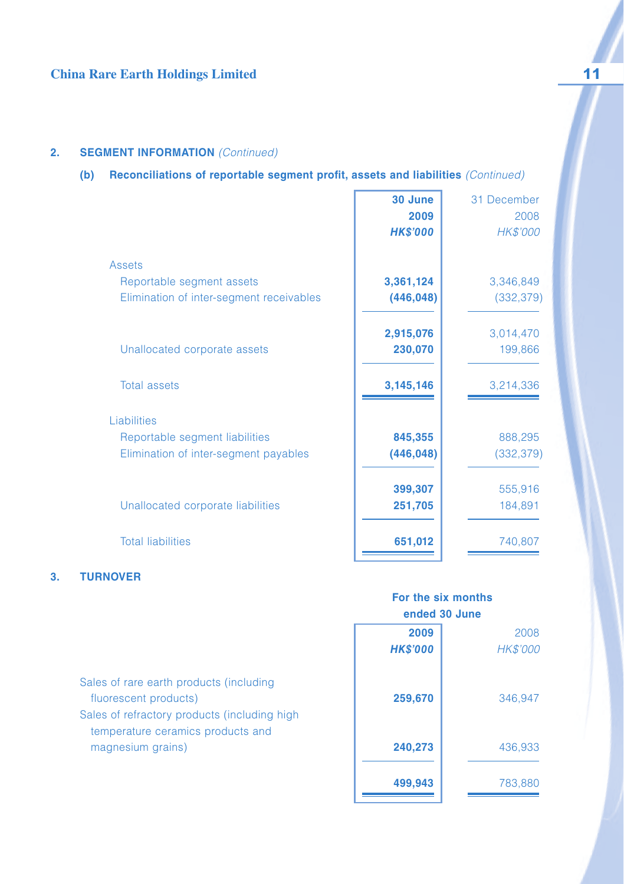## 2. SEGMENT INFORMATION *(Continued)*

### (b) Reconciliations of reportable segment profit, assets and liabilities *(Continued)*

| | **30 June 2009** *HK$'000* | 31 December 2008 *HK$'000* |
|---|---|---|
| Assets | | |
| Reportable segment assets | **3,361,124** | 3,346,849 |
| Elimination of inter-segment receivables | **(446,048)** | (332,379) |
| | **2,915,076** | 3,014,470 |
| Unallocated corporate assets | **230,070** | 199,866 |
| Total assets | **3,145,146** | 3,214,336 |
| Liabilities | | |
| Reportable segment liabilities | **845,355** | 888,295 |
| Elimination of inter-segment payables | **(446,048)** | (332,379) |
| | **399,307** | 555,916 |
| Unallocated corporate liabilities | **251,705** | 184,891 |
| Total liabilities | **651,012** | 740,807 |

## 3. TURNOVER

| | For the six months ended 30 June | |
|---|---|---|
| | **2009** *HK$'000* | 2008 *HK$'000* |
| Sales of rare earth products (including fluorescent products) | **259,670** | 346,947 |
| Sales of refractory products (including high temperature ceramics products and magnesium grains) | **240,273** | 436,933 |
| | **499,943** | 783,880 |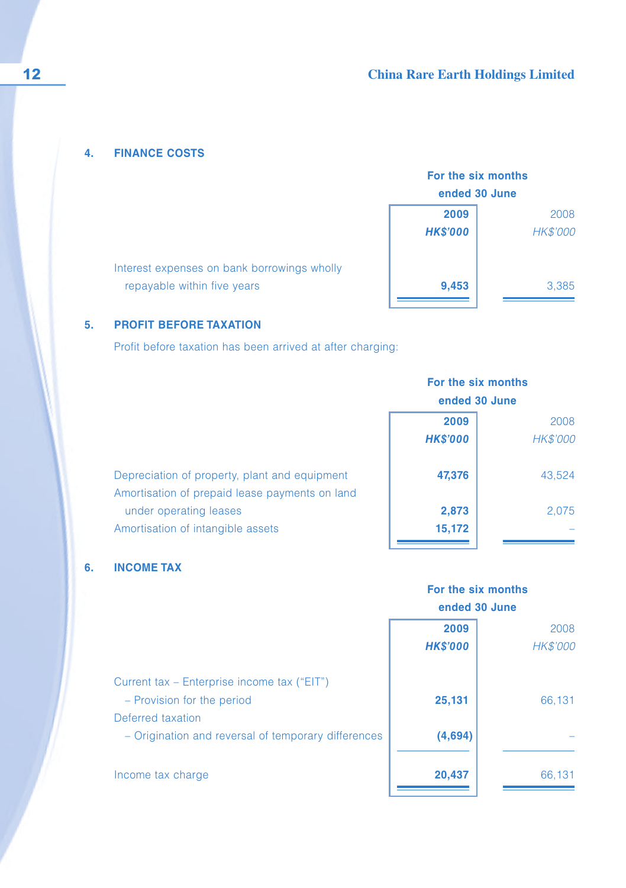## 4. FINANCE COSTS

| | For the six months ended 30 June | |
|---|---|---|
| | **2009** | 2008 |
| | ***HK$'000*** | *HK$'000* |
| Interest expenses on bank borrowings wholly repayable within five years | **9,453** | 3,385 |

## 5. PROFIT BEFORE TAXATION

Profit before taxation has been arrived at after charging:

| | For the six months ended 30 June | |
|---|---|---|
| | **2009** | 2008 |
| | ***HK$'000*** | *HK$'000* |
| Depreciation of property, plant and equipment | **47,376** | 43,524 |
| Amortisation of prepaid lease payments on land under operating leases | **2,873** | 2,075 |
| Amortisation of intangible assets | **15,172** | – |

## 6. INCOME TAX

| | For the six months ended 30 June | |
|---|---|---|
| | **2009** | 2008 |
| | ***HK$'000*** | *HK$'000* |
| Current tax – Enterprise income tax ("EIT") | | |
| – Provision for the period | **25,131** | 66,131 |
| Deferred taxation | | |
| – Origination and reversal of temporary differences | **(4,694)** | – |
| Income tax charge | **20,437** | 66,131 |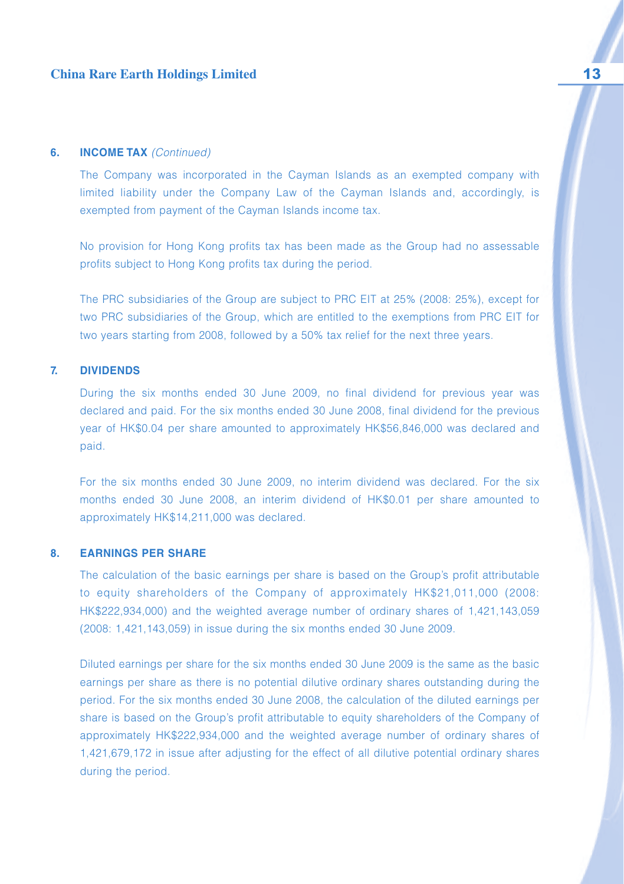## 6. INCOME TAX *(Continued)*

The Company was incorporated in the Cayman Islands as an exempted company with limited liability under the Company Law of the Cayman Islands and, accordingly, is exempted from payment of the Cayman Islands income tax.

No provision for Hong Kong profits tax has been made as the Group had no assessable profits subject to Hong Kong profits tax during the period.

The PRC subsidiaries of the Group are subject to PRC EIT at 25% (2008: 25%), except for two PRC subsidiaries of the Group, which are entitled to the exemptions from PRC EIT for two years starting from 2008, followed by a 50% tax relief for the next three years.

## 7. DIVIDENDS

During the six months ended 30 June 2009, no final dividend for previous year was declared and paid. For the six months ended 30 June 2008, final dividend for the previous year of HK$0.04 per share amounted to approximately HK$56,846,000 was declared and paid.

For the six months ended 30 June 2009, no interim dividend was declared. For the six months ended 30 June 2008, an interim dividend of HK$0.01 per share amounted to approximately HK$14,211,000 was declared.

## 8. EARNINGS PER SHARE

The calculation of the basic earnings per share is based on the Group's profit attributable to equity shareholders of the Company of approximately HK$21,011,000 (2008: HK$222,934,000) and the weighted average number of ordinary shares of 1,421,143,059 (2008: 1,421,143,059) in issue during the six months ended 30 June 2009.

Diluted earnings per share for the six months ended 30 June 2009 is the same as the basic earnings per share as there is no potential dilutive ordinary shares outstanding during the period. For the six months ended 30 June 2008, the calculation of the diluted earnings per share is based on the Group's profit attributable to equity shareholders of the Company of approximately HK$222,934,000 and the weighted average number of ordinary shares of 1,421,679,172 in issue after adjusting for the effect of all dilutive potential ordinary shares during the period.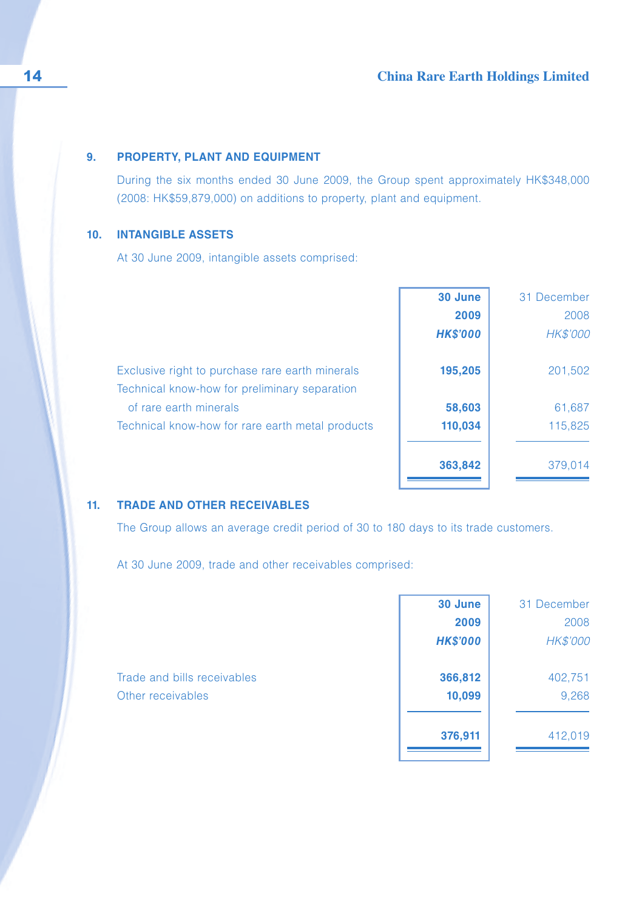## 9. PROPERTY, PLANT AND EQUIPMENT

During the six months ended 30 June 2009, the Group spent approximately HK$348,000 (2008: HK$59,879,000) on additions to property, plant and equipment.

## 10. INTANGIBLE ASSETS

At 30 June 2009, intangible assets comprised:

| | **30 June 2009** *HK$'000* | 31 December 2008 *HK$'000* |
|---|---|---|
| Exclusive right to purchase rare earth minerals | **195,205** | 201,502 |
| Technical know-how for preliminary separation of rare earth minerals | **58,603** | 61,687 |
| Technical know-how for rare earth metal products | **110,034** | 115,825 |
| | **363,842** | 379,014 |

## 11. TRADE AND OTHER RECEIVABLES

The Group allows an average credit period of 30 to 180 days to its trade customers.

At 30 June 2009, trade and other receivables comprised:

| | **30 June 2009** *HK$'000* | 31 December 2008 *HK$'000* |
|---|---|---|
| Trade and bills receivables | **366,812** | 402,751 |
| Other receivables | **10,099** | 9,268 |
| | **376,911** | 412,019 |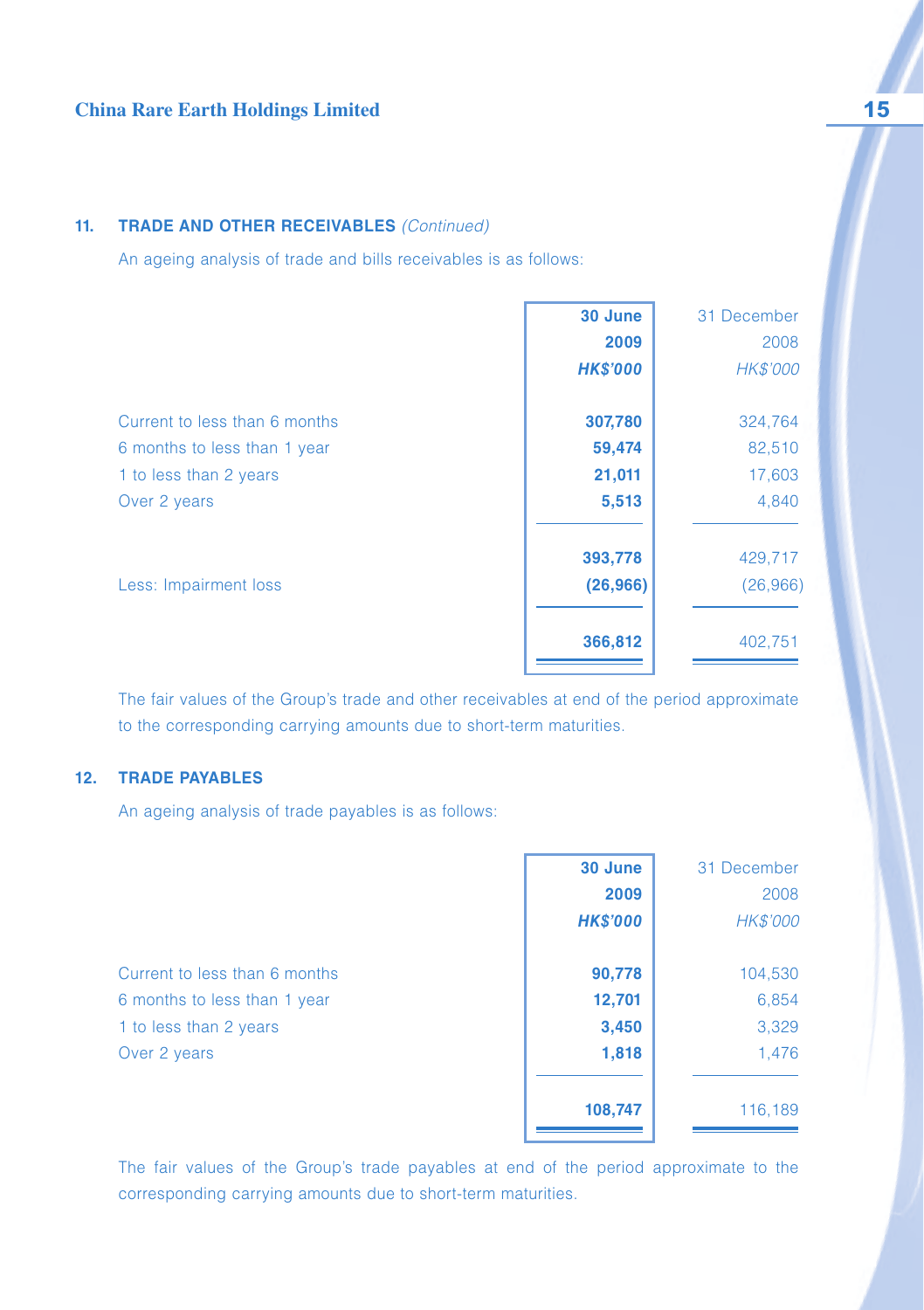### 11. TRADE AND OTHER RECEIVABLES *(Continued)*

An ageing analysis of trade and bills receivables is as follows:

| | **30 June 2009** | 31 December 2008 |
|---|---|---|
| | ***HK$'000*** | *HK$'000* |
| Current to less than 6 months | **307,780** | 324,764 |
| 6 months to less than 1 year | **59,474** | 82,510 |
| 1 to less than 2 years | **21,011** | 17,603 |
| Over 2 years | **5,513** | 4,840 |
| | **393,778** | 429,717 |
| Less: Impairment loss | **(26,966)** | (26,966) |
| | **366,812** | 402,751 |

The fair values of the Group's trade and other receivables at end of the period approximate to the corresponding carrying amounts due to short-term maturities.

### 12. TRADE PAYABLES

An ageing analysis of trade payables is as follows:

| | **30 June 2009** | 31 December 2008 |
|---|---|---|
| | ***HK$'000*** | *HK$'000* |
| Current to less than 6 months | **90,778** | 104,530 |
| 6 months to less than 1 year | **12,701** | 6,854 |
| 1 to less than 2 years | **3,450** | 3,329 |
| Over 2 years | **1,818** | 1,476 |
| | **108,747** | 116,189 |

The fair values of the Group's trade payables at end of the period approximate to the corresponding carrying amounts due to short-term maturities.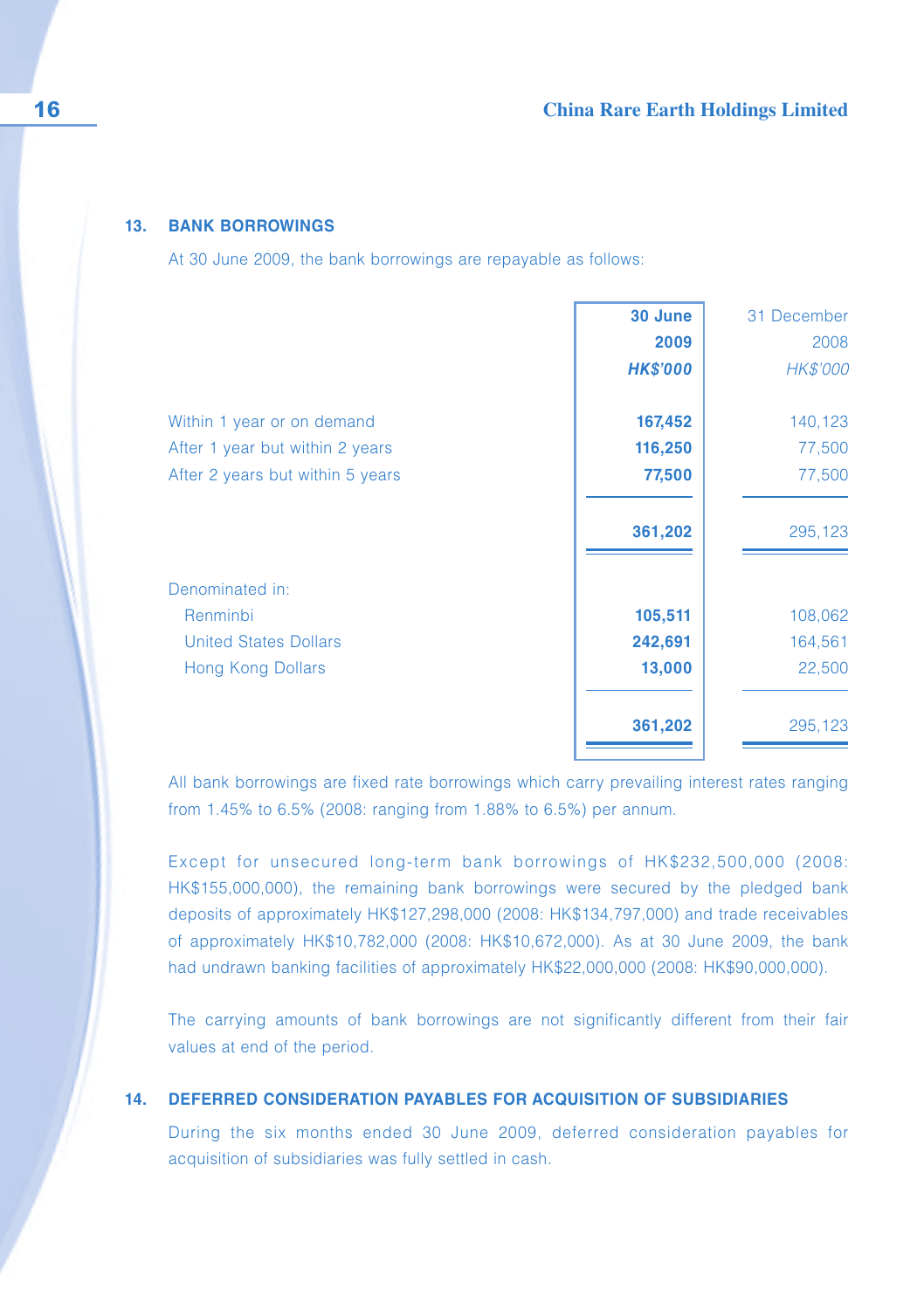## 13. BANK BORROWINGS

At 30 June 2009, the bank borrowings are repayable as follows:

| | **30 June 2009** | 31 December 2008 |
|---|---|---|
| | ***HK$'000*** | *HK$'000* |
| Within 1 year or on demand | **167,452** | 140,123 |
| After 1 year but within 2 years | **116,250** | 77,500 |
| After 2 years but within 5 years | **77,500** | 77,500 |
| | **361,202** | 295,123 |
| Denominated in: | | |
| Renminbi | **105,511** | 108,062 |
| United States Dollars | **242,691** | 164,561 |
| Hong Kong Dollars | **13,000** | 22,500 |
| | **361,202** | 295,123 |

All bank borrowings are fixed rate borrowings which carry prevailing interest rates ranging from 1.45% to 6.5% (2008: ranging from 1.88% to 6.5%) per annum.

Except for unsecured long-term bank borrowings of HK$232,500,000 (2008: HK$155,000,000), the remaining bank borrowings were secured by the pledged bank deposits of approximately HK$127,298,000 (2008: HK$134,797,000) and trade receivables of approximately HK$10,782,000 (2008: HK$10,672,000). As at 30 June 2009, the bank had undrawn banking facilities of approximately HK$22,000,000 (2008: HK$90,000,000).

The carrying amounts of bank borrowings are not significantly different from their fair values at end of the period.

## 14. DEFERRED CONSIDERATION PAYABLES FOR ACQUISITION OF SUBSIDIARIES

During the six months ended 30 June 2009, deferred consideration payables for acquisition of subsidiaries was fully settled in cash.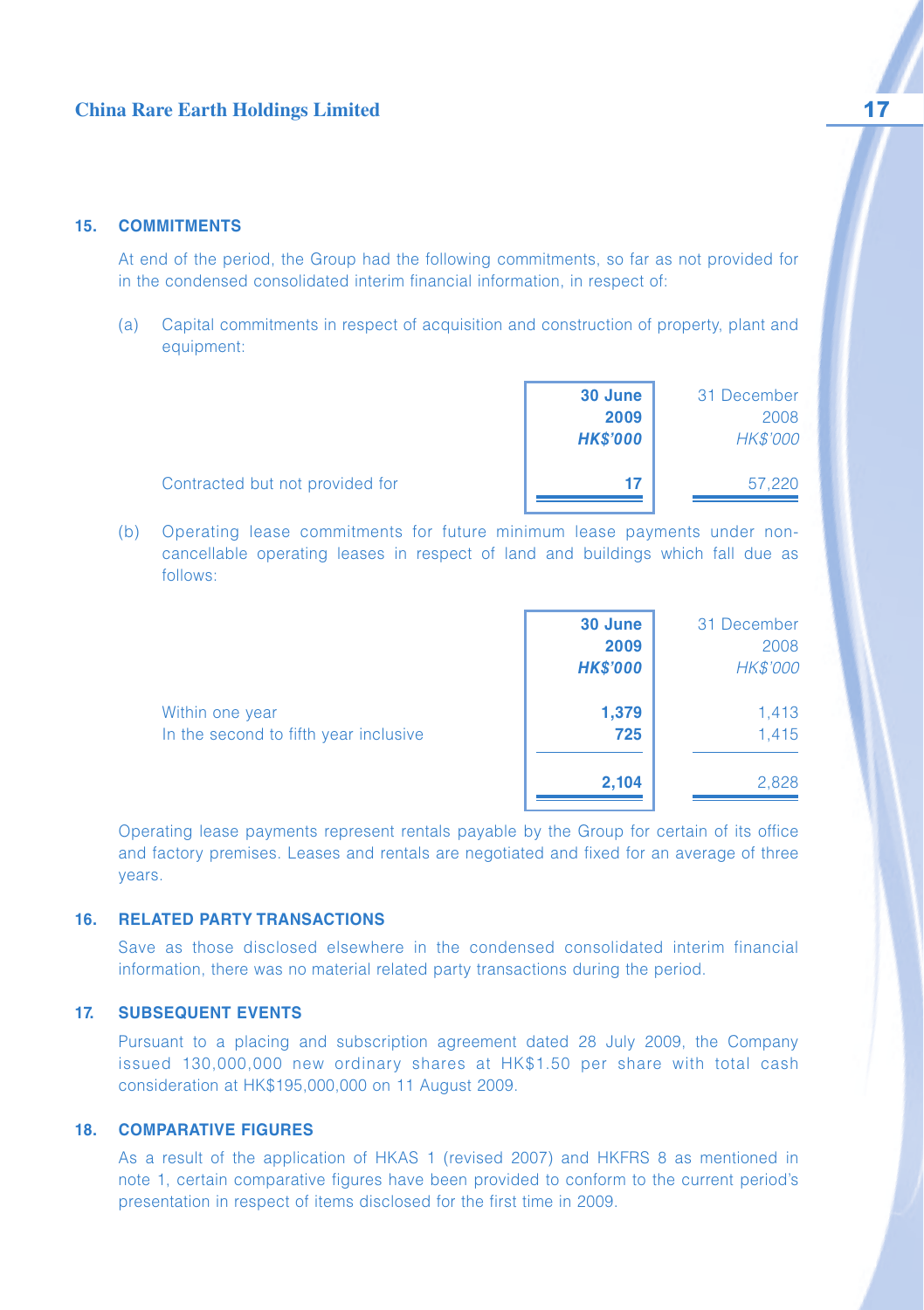### 15. COMMITMENTS

At end of the period, the Group had the following commitments, so far as not provided for in the condensed consolidated interim financial information, in respect of:

(a) Capital commitments in respect of acquisition and construction of property, plant and equipment:

| | **30 June 2009** ***HK$'000*** | 31 December 2008 *HK$'000* |
|---|---|---|
| Contracted but not provided for | **17** | 57,220 |

(b) Operating lease commitments for future minimum lease payments under non-cancellable operating leases in respect of land and buildings which fall due as follows:

| | **30 June 2009** ***HK$'000*** | 31 December 2008 *HK$'000* |
|---|---|---|
| Within one year | **1,379** | 1,413 |
| In the second to fifth year inclusive | **725** | 1,415 |
| | **2,104** | 2,828 |

Operating lease payments represent rentals payable by the Group for certain of its office and factory premises. Leases and rentals are negotiated and fixed for an average of three years.

### 16. RELATED PARTY TRANSACTIONS

Save as those disclosed elsewhere in the condensed consolidated interim financial information, there was no material related party transactions during the period.

### 17. SUBSEQUENT EVENTS

Pursuant to a placing and subscription agreement dated 28 July 2009, the Company issued 130,000,000 new ordinary shares at HK$1.50 per share with total cash consideration at HK$195,000,000 on 11 August 2009.

### 18. COMPARATIVE FIGURES

As a result of the application of HKAS 1 (revised 2007) and HKFRS 8 as mentioned in note 1, certain comparative figures have been provided to conform to the current period's presentation in respect of items disclosed for the first time in 2009.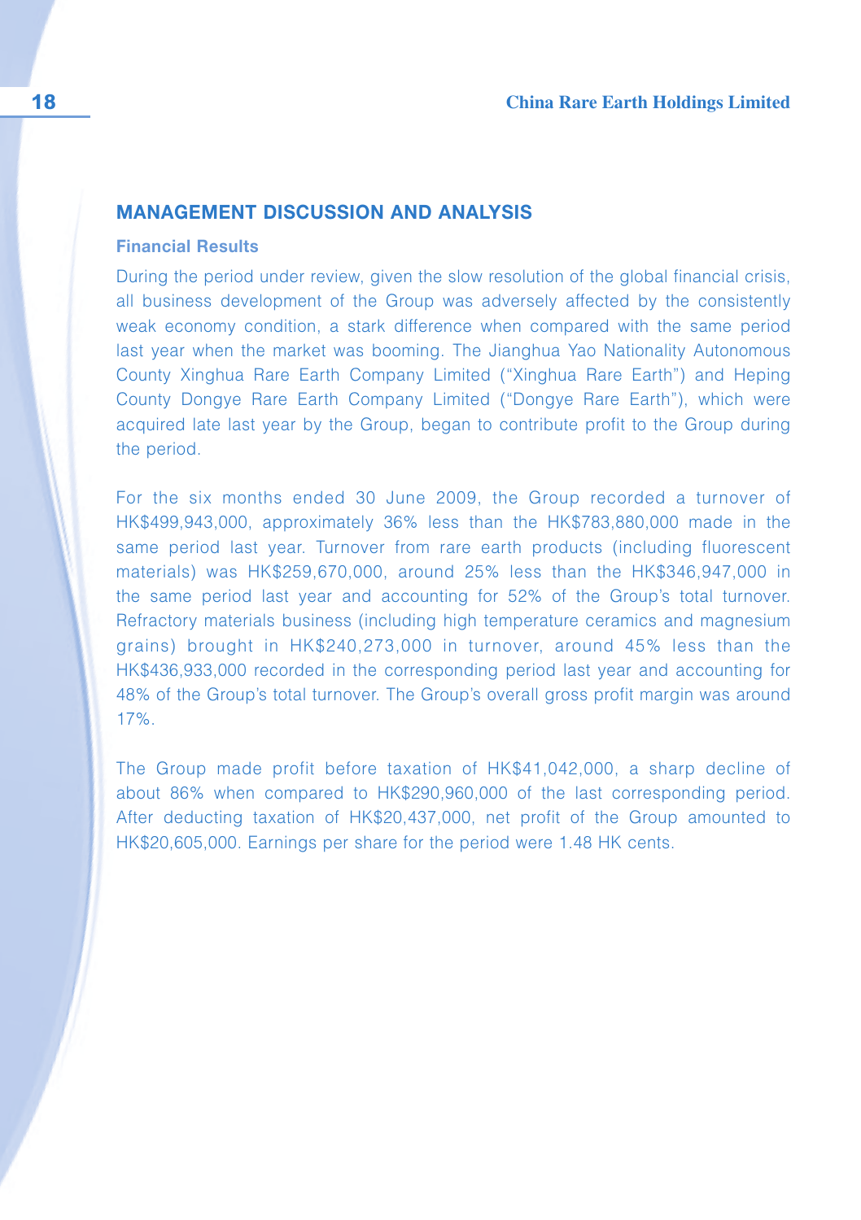## MANAGEMENT DISCUSSION AND ANALYSIS

### Financial Results

During the period under review, given the slow resolution of the global financial crisis, all business development of the Group was adversely affected by the consistently weak economy condition, a stark difference when compared with the same period last year when the market was booming. The Jianghua Yao Nationality Autonomous County Xinghua Rare Earth Company Limited ("Xinghua Rare Earth") and Heping County Dongye Rare Earth Company Limited ("Dongye Rare Earth"), which were acquired late last year by the Group, began to contribute profit to the Group during the period.

For the six months ended 30 June 2009, the Group recorded a turnover of HK$499,943,000, approximately 36% less than the HK$783,880,000 made in the same period last year. Turnover from rare earth products (including fluorescent materials) was HK$259,670,000, around 25% less than the HK$346,947,000 in the same period last year and accounting for 52% of the Group's total turnover. Refractory materials business (including high temperature ceramics and magnesium grains) brought in HK$240,273,000 in turnover, around 45% less than the HK$436,933,000 recorded in the corresponding period last year and accounting for 48% of the Group's total turnover. The Group's overall gross profit margin was around 17%.

The Group made profit before taxation of HK$41,042,000, a sharp decline of about 86% when compared to HK$290,960,000 of the last corresponding period. After deducting taxation of HK$20,437,000, net profit of the Group amounted to HK$20,605,000. Earnings per share for the period were 1.48 HK cents.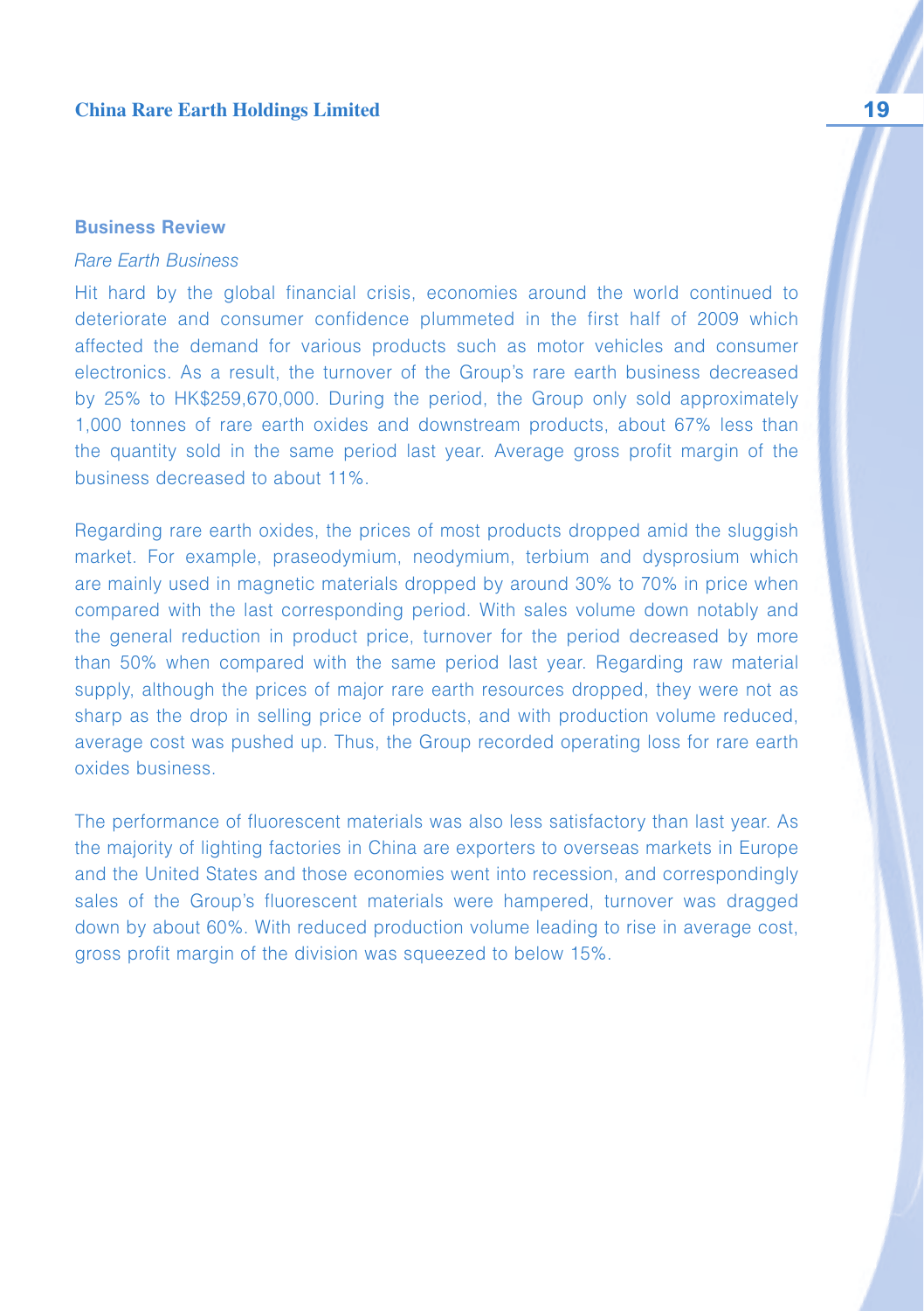## Business Review

*Rare Earth Business*

Hit hard by the global financial crisis, economies around the world continued to deteriorate and consumer confidence plummeted in the first half of 2009 which affected the demand for various products such as motor vehicles and consumer electronics. As a result, the turnover of the Group's rare earth business decreased by 25% to HK$259,670,000. During the period, the Group only sold approximately 1,000 tonnes of rare earth oxides and downstream products, about 67% less than the quantity sold in the same period last year. Average gross profit margin of the business decreased to about 11%.

Regarding rare earth oxides, the prices of most products dropped amid the sluggish market. For example, praseodymium, neodymium, terbium and dysprosium which are mainly used in magnetic materials dropped by around 30% to 70% in price when compared with the last corresponding period. With sales volume down notably and the general reduction in product price, turnover for the period decreased by more than 50% when compared with the same period last year. Regarding raw material supply, although the prices of major rare earth resources dropped, they were not as sharp as the drop in selling price of products, and with production volume reduced, average cost was pushed up. Thus, the Group recorded operating loss for rare earth oxides business.

The performance of fluorescent materials was also less satisfactory than last year. As the majority of lighting factories in China are exporters to overseas markets in Europe and the United States and those economies went into recession, and correspondingly sales of the Group's fluorescent materials were hampered, turnover was dragged down by about 60%. With reduced production volume leading to rise in average cost, gross profit margin of the division was squeezed to below 15%.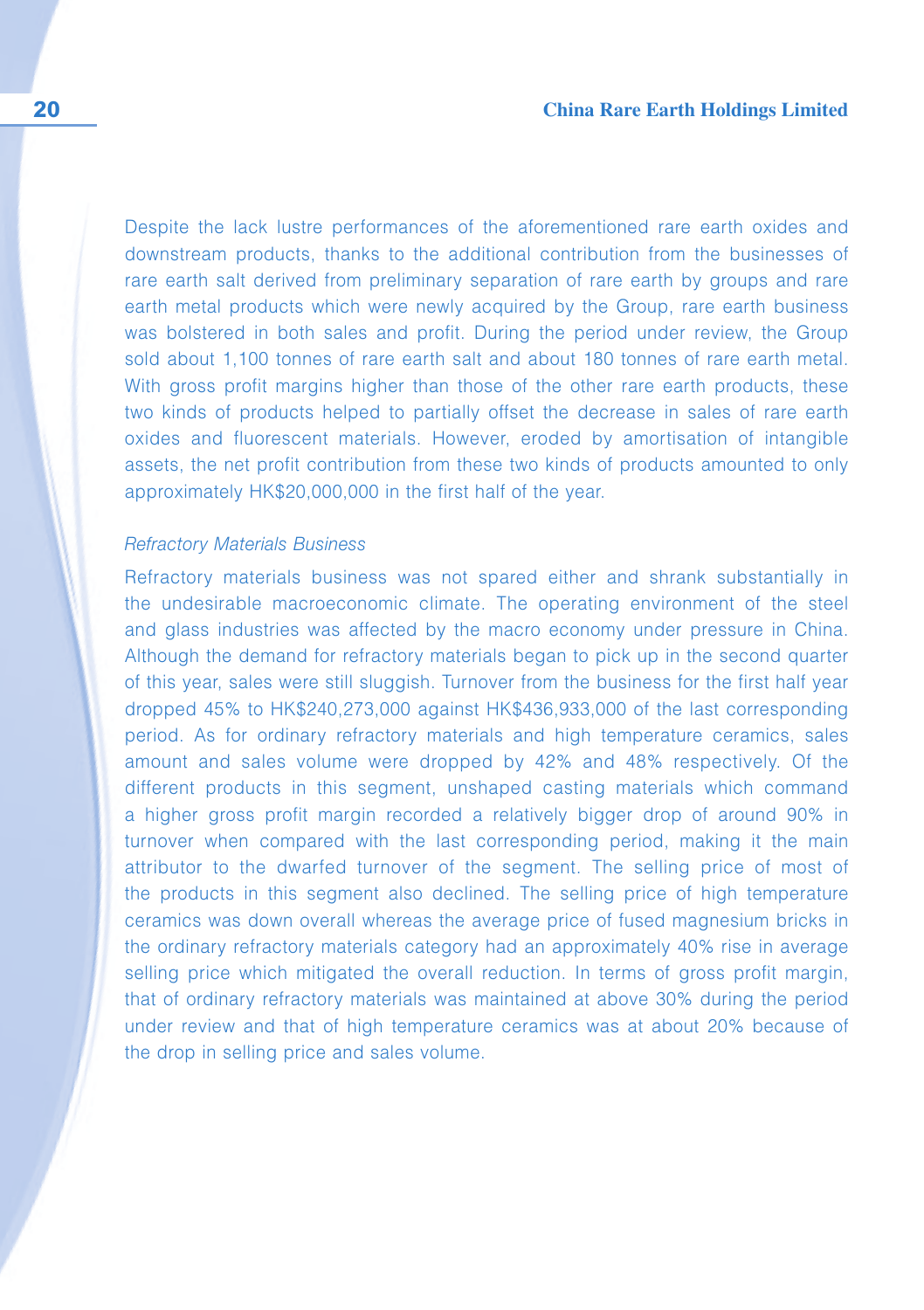Despite the lack lustre performances of the aforementioned rare earth oxides and downstream products, thanks to the additional contribution from the businesses of rare earth salt derived from preliminary separation of rare earth by groups and rare earth metal products which were newly acquired by the Group, rare earth business was bolstered in both sales and profit. During the period under review, the Group sold about 1,100 tonnes of rare earth salt and about 180 tonnes of rare earth metal. With gross profit margins higher than those of the other rare earth products, these two kinds of products helped to partially offset the decrease in sales of rare earth oxides and fluorescent materials. However, eroded by amortisation of intangible assets, the net profit contribution from these two kinds of products amounted to only approximately HK$20,000,000 in the first half of the year.

*Refractory Materials Business*

Refractory materials business was not spared either and shrank substantially in the undesirable macroeconomic climate. The operating environment of the steel and glass industries was affected by the macro economy under pressure in China. Although the demand for refractory materials began to pick up in the second quarter of this year, sales were still sluggish. Turnover from the business for the first half year dropped 45% to HK$240,273,000 against HK$436,933,000 of the last corresponding period. As for ordinary refractory materials and high temperature ceramics, sales amount and sales volume were dropped by 42% and 48% respectively. Of the different products in this segment, unshaped casting materials which command a higher gross profit margin recorded a relatively bigger drop of around 90% in turnover when compared with the last corresponding period, making it the main attributor to the dwarfed turnover of the segment. The selling price of most of the products in this segment also declined. The selling price of high temperature ceramics was down overall whereas the average price of fused magnesium bricks in the ordinary refractory materials category had an approximately 40% rise in average selling price which mitigated the overall reduction. In terms of gross profit margin, that of ordinary refractory materials was maintained at above 30% during the period under review and that of high temperature ceramics was at about 20% because of the drop in selling price and sales volume.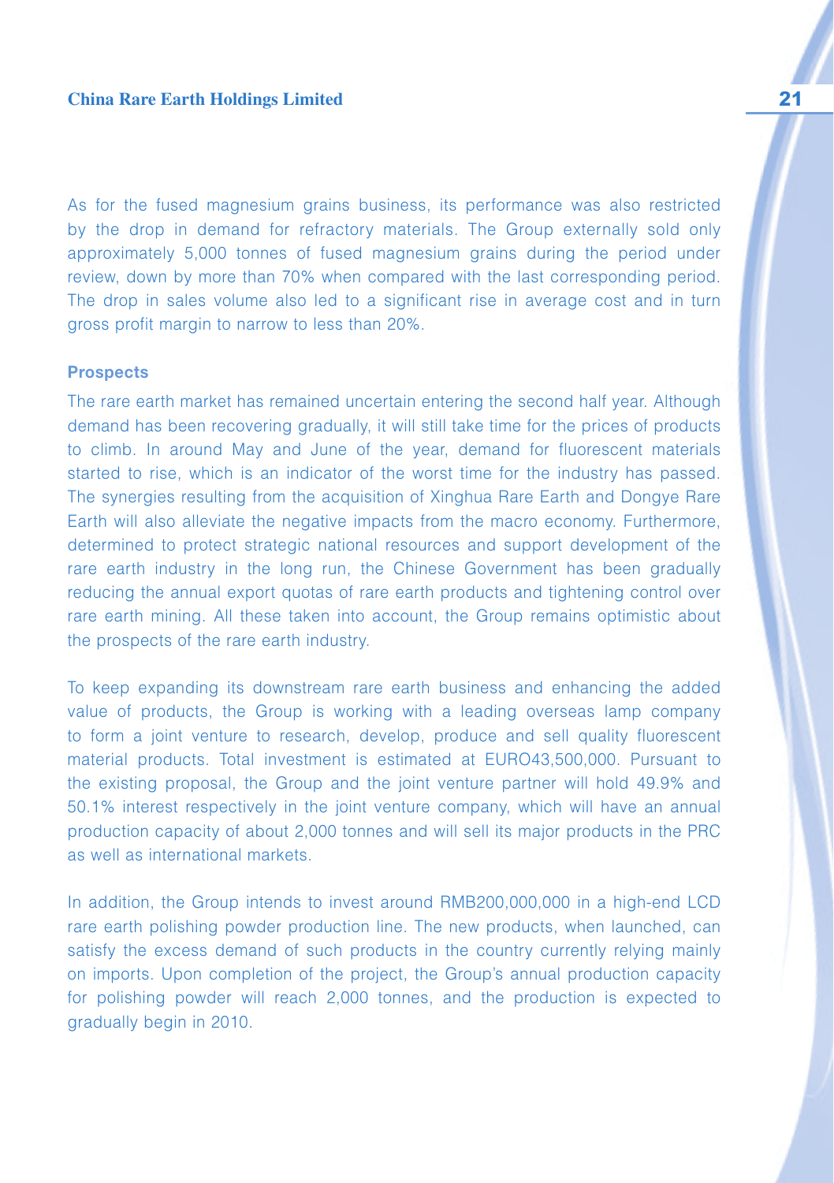As for the fused magnesium grains business, its performance was also restricted by the drop in demand for refractory materials. The Group externally sold only approximately 5,000 tonnes of fused magnesium grains during the period under review, down by more than 70% when compared with the last corresponding period. The drop in sales volume also led to a significant rise in average cost and in turn gross profit margin to narrow to less than 20%.

### Prospects

The rare earth market has remained uncertain entering the second half year. Although demand has been recovering gradually, it will still take time for the prices of products to climb. In around May and June of the year, demand for fluorescent materials started to rise, which is an indicator of the worst time for the industry has passed. The synergies resulting from the acquisition of Xinghua Rare Earth and Dongye Rare Earth will also alleviate the negative impacts from the macro economy. Furthermore, determined to protect strategic national resources and support development of the rare earth industry in the long run, the Chinese Government has been gradually reducing the annual export quotas of rare earth products and tightening control over rare earth mining. All these taken into account, the Group remains optimistic about the prospects of the rare earth industry.

To keep expanding its downstream rare earth business and enhancing the added value of products, the Group is working with a leading overseas lamp company to form a joint venture to research, develop, produce and sell quality fluorescent material products. Total investment is estimated at EURO43,500,000. Pursuant to the existing proposal, the Group and the joint venture partner will hold 49.9% and 50.1% interest respectively in the joint venture company, which will have an annual production capacity of about 2,000 tonnes and will sell its major products in the PRC as well as international markets.

In addition, the Group intends to invest around RMB200,000,000 in a high-end LCD rare earth polishing powder production line. The new products, when launched, can satisfy the excess demand of such products in the country currently relying mainly on imports. Upon completion of the project, the Group's annual production capacity for polishing powder will reach 2,000 tonnes, and the production is expected to gradually begin in 2010.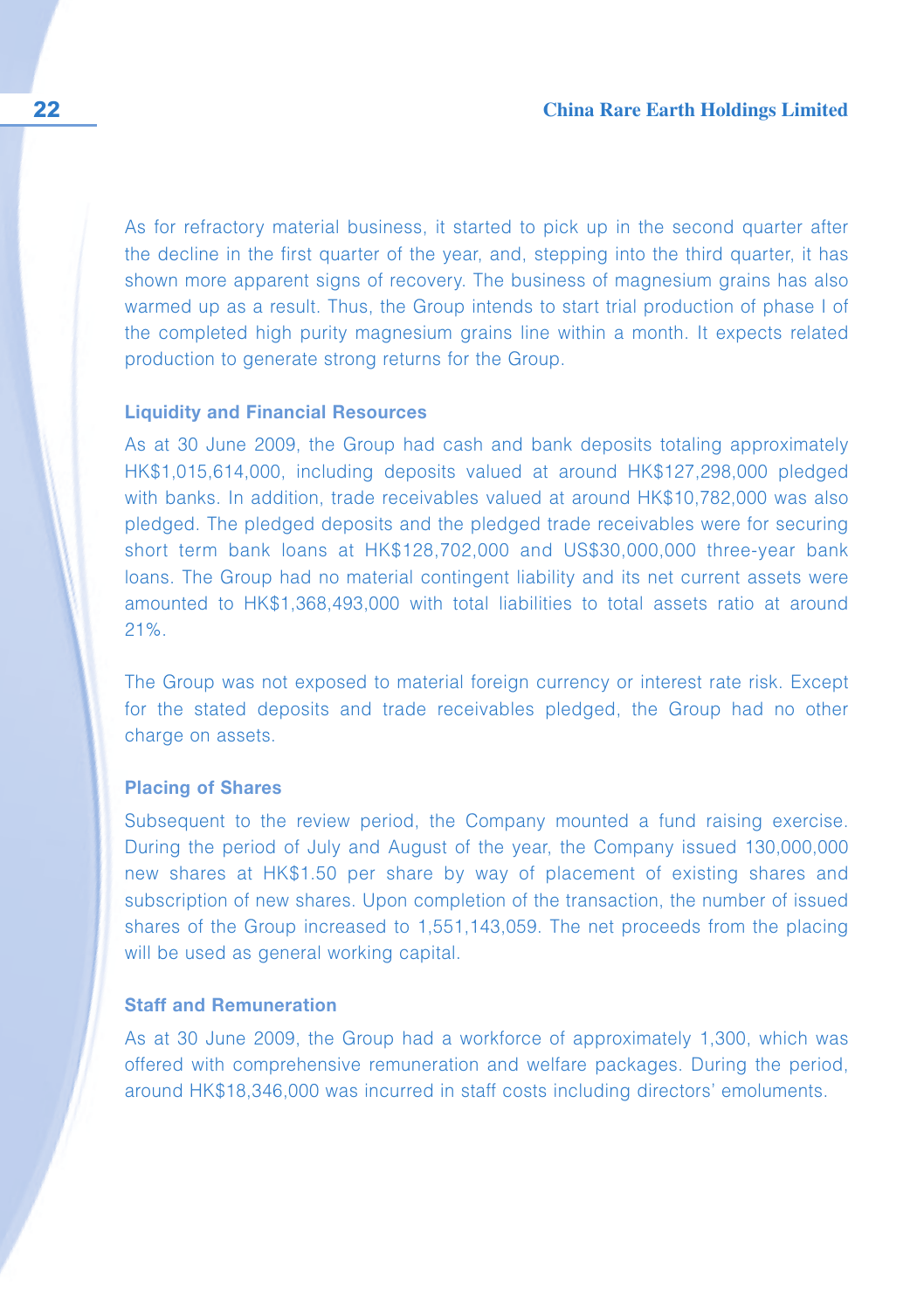As for refractory material business, it started to pick up in the second quarter after the decline in the first quarter of the year, and, stepping into the third quarter, it has shown more apparent signs of recovery. The business of magnesium grains has also warmed up as a result. Thus, the Group intends to start trial production of phase I of the completed high purity magnesium grains line within a month. It expects related production to generate strong returns for the Group.

### Liquidity and Financial Resources

As at 30 June 2009, the Group had cash and bank deposits totaling approximately HK$1,015,614,000, including deposits valued at around HK$127,298,000 pledged with banks. In addition, trade receivables valued at around HK$10,782,000 was also pledged. The pledged deposits and the pledged trade receivables were for securing short term bank loans at HK$128,702,000 and US$30,000,000 three-year bank loans. The Group had no material contingent liability and its net current assets were amounted to HK$1,368,493,000 with total liabilities to total assets ratio at around 21%.

The Group was not exposed to material foreign currency or interest rate risk. Except for the stated deposits and trade receivables pledged, the Group had no other charge on assets.

### Placing of Shares

Subsequent to the review period, the Company mounted a fund raising exercise. During the period of July and August of the year, the Company issued 130,000,000 new shares at HK$1.50 per share by way of placement of existing shares and subscription of new shares. Upon completion of the transaction, the number of issued shares of the Group increased to 1,551,143,059. The net proceeds from the placing will be used as general working capital.

### Staff and Remuneration

As at 30 June 2009, the Group had a workforce of approximately 1,300, which was offered with comprehensive remuneration and welfare packages. During the period, around HK$18,346,000 was incurred in staff costs including directors' emoluments.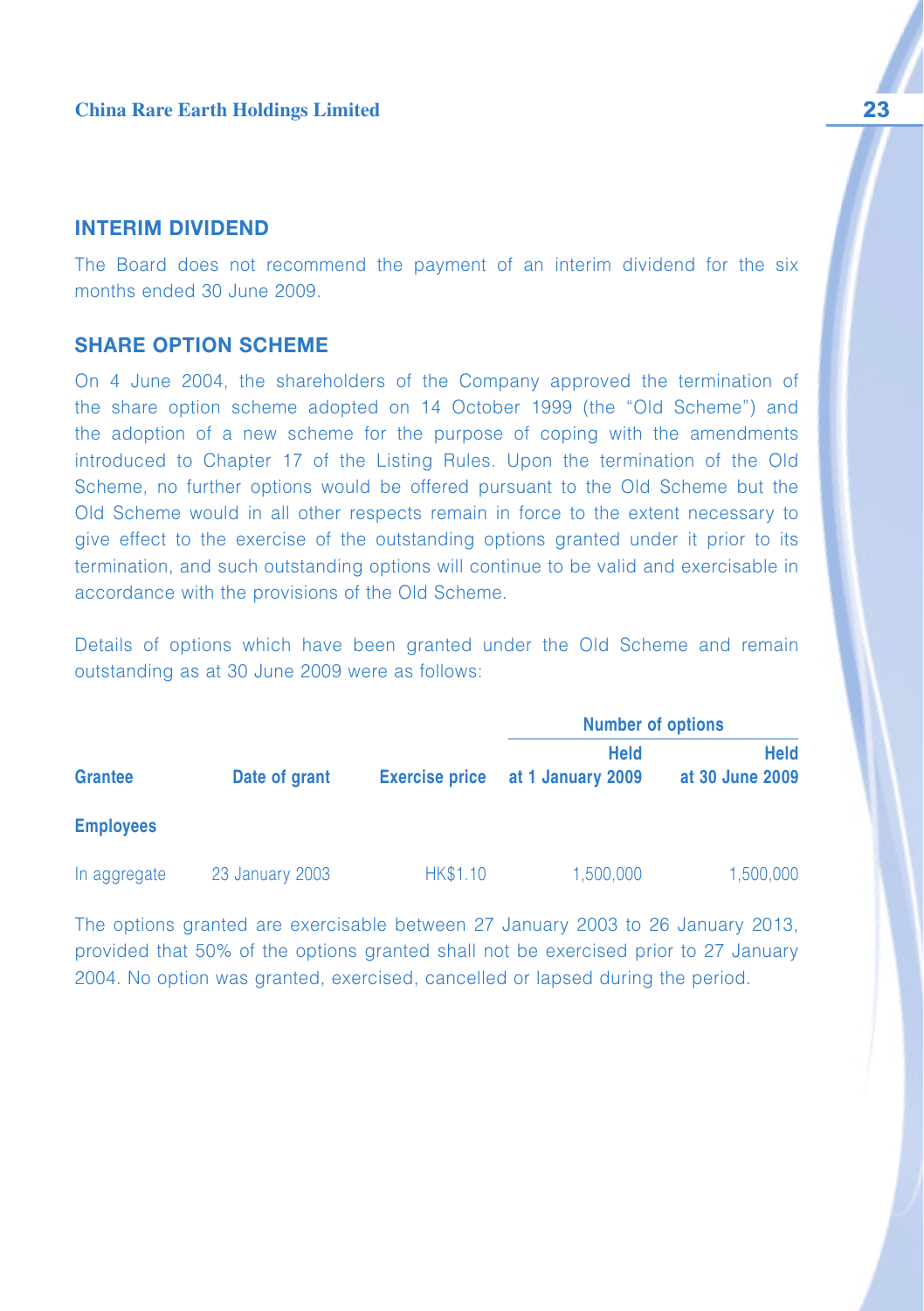## INTERIM DIVIDEND

The Board does not recommend the payment of an interim dividend for the six months ended 30 June 2009.

## SHARE OPTION SCHEME

On 4 June 2004, the shareholders of the Company approved the termination of the share option scheme adopted on 14 October 1999 (the "Old Scheme") and the adoption of a new scheme for the purpose of coping with the amendments introduced to Chapter 17 of the Listing Rules. Upon the termination of the Old Scheme, no further options would be offered pursuant to the Old Scheme but the Old Scheme would in all other respects remain in force to the extent necessary to give effect to the exercise of the outstanding options granted under it prior to its termination, and such outstanding options will continue to be valid and exercisable in accordance with the provisions of the Old Scheme.

Details of options which have been granted under the Old Scheme and remain outstanding as at 30 June 2009 were as follows:

| | | | Number of options | |
|---|---|---|---|---|
| **Grantee** | **Date of grant** | **Exercise price** | **Held at 1 January 2009** | **Held at 30 June 2009** |
| **Employees** | | | | |
| In aggregate | 23 January 2003 | HK$1.10 | 1,500,000 | 1,500,000 |

The options granted are exercisable between 27 January 2003 to 26 January 2013, provided that 50% of the options granted shall not be exercised prior to 27 January 2004. No option was granted, exercised, cancelled or lapsed during the period.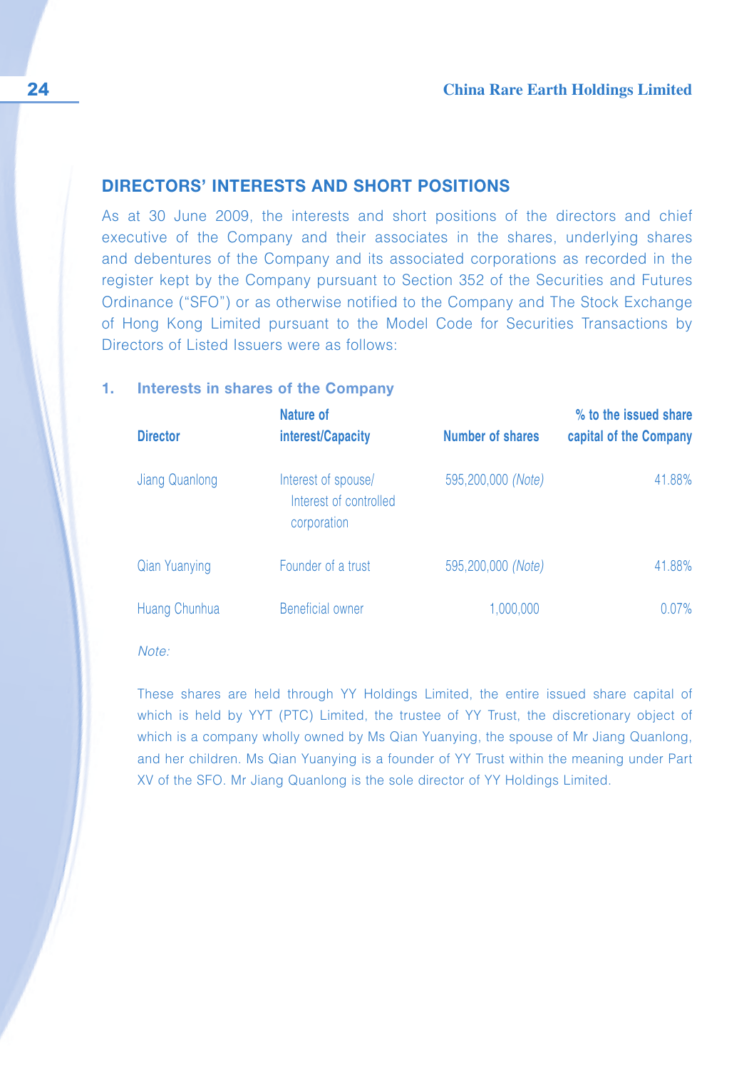## DIRECTORS' INTERESTS AND SHORT POSITIONS

As at 30 June 2009, the interests and short positions of the directors and chief executive of the Company and their associates in the shares, underlying shares and debentures of the Company and its associated corporations as recorded in the register kept by the Company pursuant to Section 352 of the Securities and Futures Ordinance ("SFO") or as otherwise notified to the Company and The Stock Exchange of Hong Kong Limited pursuant to the Model Code for Securities Transactions by Directors of Listed Issuers were as follows:

### 1. Interests in shares of the Company

| Director | Nature of interest/Capacity | Number of shares | % to the issued share capital of the Company |
|---|---|---|---|
| Jiang Quanlong | Interest of spouse/ Interest of controlled corporation | 595,200,000 *(Note)* | 41.88% |
| Qian Yuanying | Founder of a trust | 595,200,000 *(Note)* | 41.88% |
| Huang Chunhua | Beneficial owner | 1,000,000 | 0.07% |

*Note:*

These shares are held through YY Holdings Limited, the entire issued share capital of which is held by YYT (PTC) Limited, the trustee of YY Trust, the discretionary object of which is a company wholly owned by Ms Qian Yuanying, the spouse of Mr Jiang Quanlong, and her children. Ms Qian Yuanying is a founder of YY Trust within the meaning under Part XV of the SFO. Mr Jiang Quanlong is the sole director of YY Holdings Limited.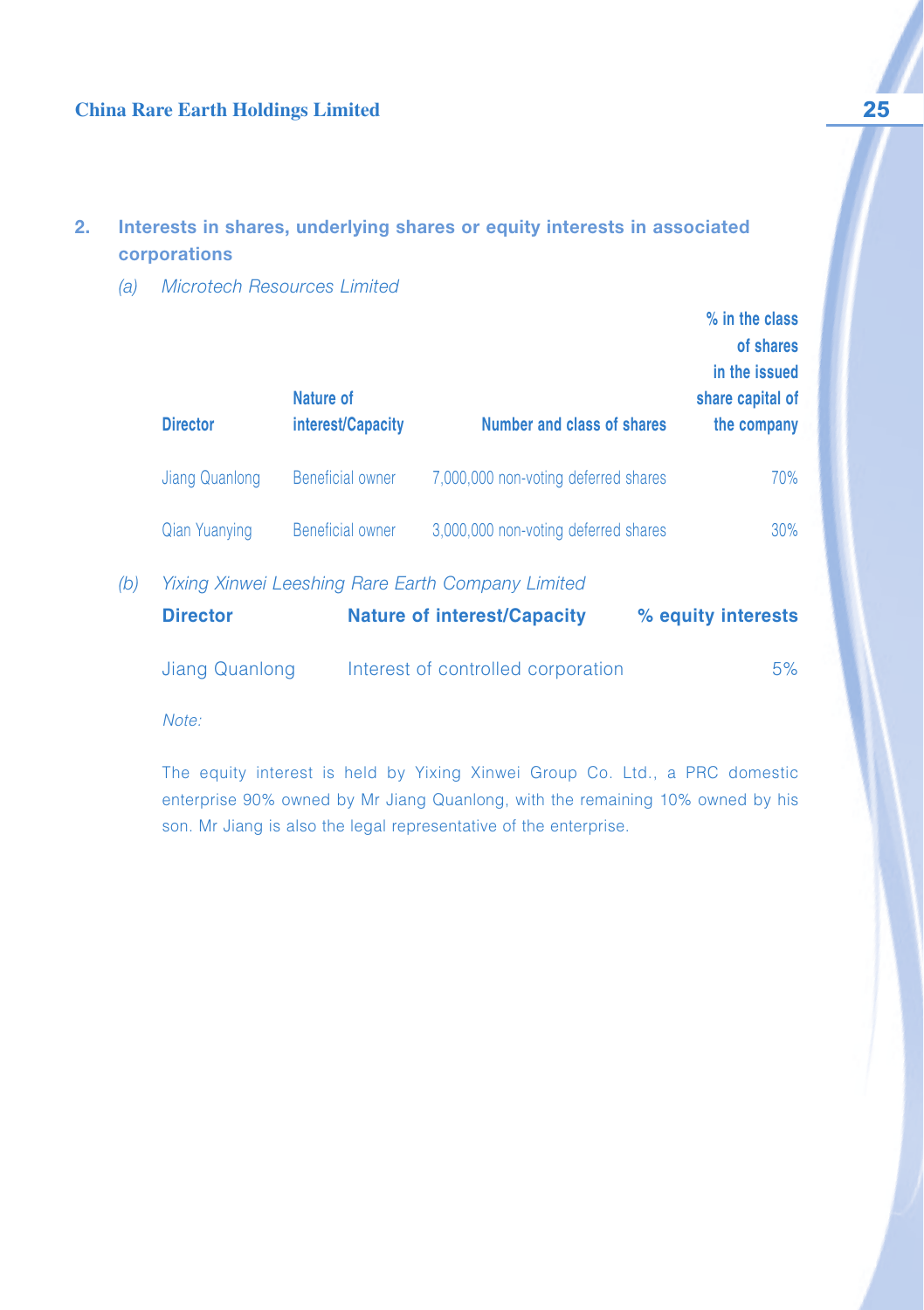## 2. Interests in shares, underlying shares or equity interests in associated corporations

*(a) Microtech Resources Limited*

| Director | Nature of interest/Capacity | Number and class of shares | % in the class of shares in the issued share capital of the company |
|---|---|---|---|
| Jiang Quanlong | Beneficial owner | 7,000,000 non-voting deferred shares | 70% |
| Qian Yuanying | Beneficial owner | 3,000,000 non-voting deferred shares | 30% |

*(b) Yixing Xinwei Leeshing Rare Earth Company Limited*

| Director | Nature of interest/Capacity | % equity interests |
|---|---|---|
| Jiang Quanlong | Interest of controlled corporation | 5% |

*Note:*

The equity interest is held by Yixing Xinwei Group Co. Ltd., a PRC domestic enterprise 90% owned by Mr Jiang Quanlong, with the remaining 10% owned by his son. Mr Jiang is also the legal representative of the enterprise.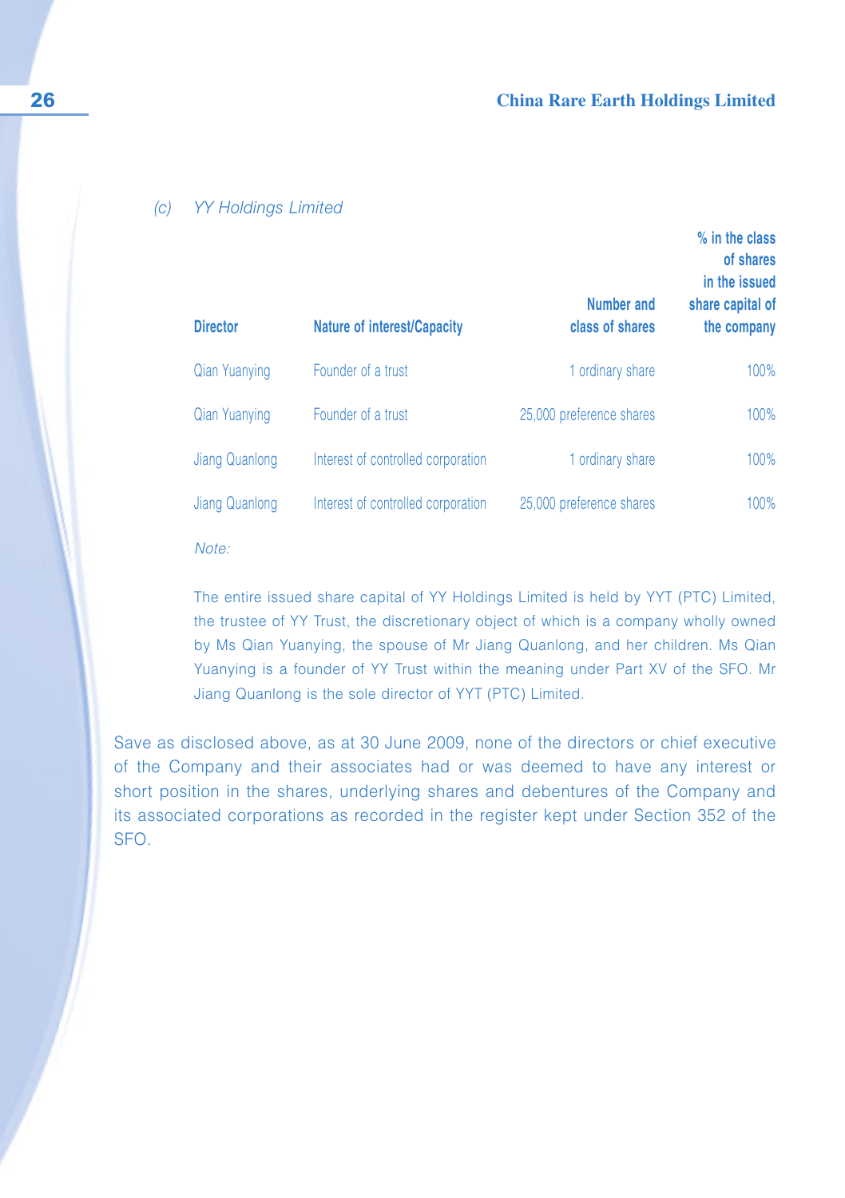*(c) YY Holdings Limited*

| Director | Nature of interest/Capacity | Number and class of shares | % in the class of shares in the issued share capital of the company |
|---|---|---|---|
| Qian Yuanying | Founder of a trust | 1 ordinary share | 100% |
| Qian Yuanying | Founder of a trust | 25,000 preference shares | 100% |
| Jiang Quanlong | Interest of controlled corporation | 1 ordinary share | 100% |
| Jiang Quanlong | Interest of controlled corporation | 25,000 preference shares | 100% |

*Note:*

The entire issued share capital of YY Holdings Limited is held by YYT (PTC) Limited, the trustee of YY Trust, the discretionary object of which is a company wholly owned by Ms Qian Yuanying, the spouse of Mr Jiang Quanlong, and her children. Ms Qian Yuanying is a founder of YY Trust within the meaning under Part XV of the SFO. Mr Jiang Quanlong is the sole director of YYT (PTC) Limited.

Save as disclosed above, as at 30 June 2009, none of the directors or chief executive of the Company and their associates had or was deemed to have any interest or short position in the shares, underlying shares and debentures of the Company and its associated corporations as recorded in the register kept under Section 352 of the SFO.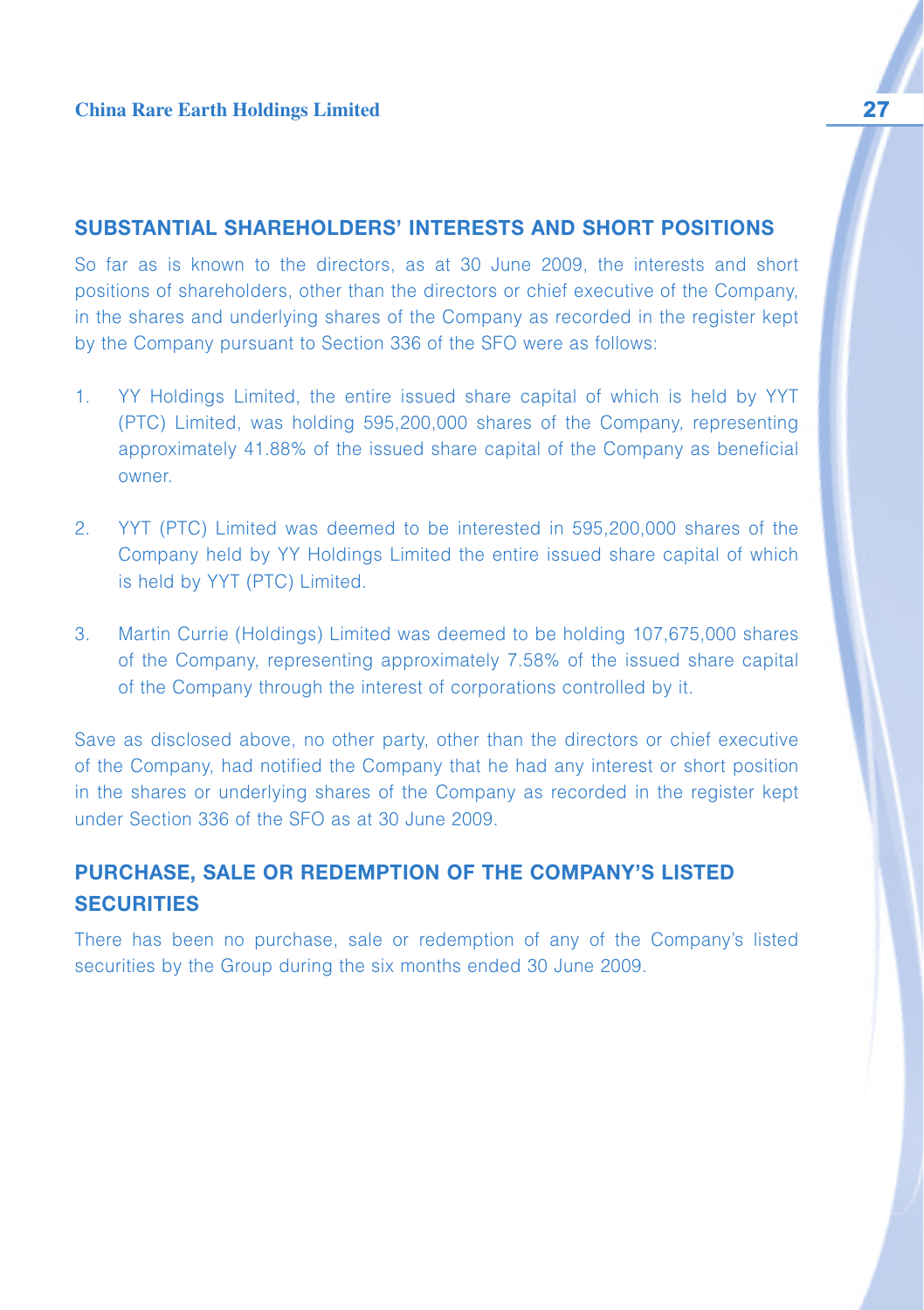## SUBSTANTIAL SHAREHOLDERS' INTERESTS AND SHORT POSITIONS

So far as is known to the directors, as at 30 June 2009, the interests and short positions of shareholders, other than the directors or chief executive of the Company, in the shares and underlying shares of the Company as recorded in the register kept by the Company pursuant to Section 336 of the SFO were as follows:

1. YY Holdings Limited, the entire issued share capital of which is held by YYT (PTC) Limited, was holding 595,200,000 shares of the Company, representing approximately 41.88% of the issued share capital of the Company as beneficial owner.

2. YYT (PTC) Limited was deemed to be interested in 595,200,000 shares of the Company held by YY Holdings Limited the entire issued share capital of which is held by YYT (PTC) Limited.

3. Martin Currie (Holdings) Limited was deemed to be holding 107,675,000 shares of the Company, representing approximately 7.58% of the issued share capital of the Company through the interest of corporations controlled by it.

Save as disclosed above, no other party, other than the directors or chief executive of the Company, had notified the Company that he had any interest or short position in the shares or underlying shares of the Company as recorded in the register kept under Section 336 of the SFO as at 30 June 2009.

## PURCHASE, SALE OR REDEMPTION OF THE COMPANY'S LISTED SECURITIES

There has been no purchase, sale or redemption of any of the Company's listed securities by the Group during the six months ended 30 June 2009.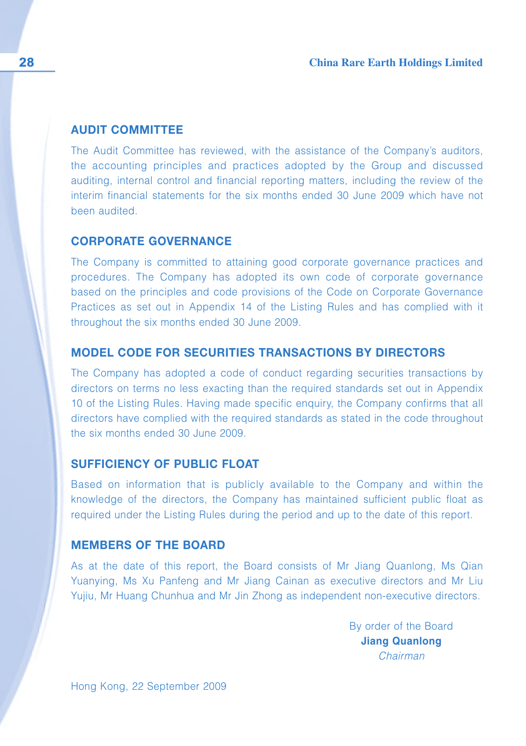## AUDIT COMMITTEE

The Audit Committee has reviewed, with the assistance of the Company's auditors, the accounting principles and practices adopted by the Group and discussed auditing, internal control and financial reporting matters, including the review of the interim financial statements for the six months ended 30 June 2009 which have not been audited.

## CORPORATE GOVERNANCE

The Company is committed to attaining good corporate governance practices and procedures. The Company has adopted its own code of corporate governance based on the principles and code provisions of the Code on Corporate Governance Practices as set out in Appendix 14 of the Listing Rules and has complied with it throughout the six months ended 30 June 2009.

## MODEL CODE FOR SECURITIES TRANSACTIONS BY DIRECTORS

The Company has adopted a code of conduct regarding securities transactions by directors on terms no less exacting than the required standards set out in Appendix 10 of the Listing Rules. Having made specific enquiry, the Company confirms that all directors have complied with the required standards as stated in the code throughout the six months ended 30 June 2009.

## SUFFICIENCY OF PUBLIC FLOAT

Based on information that is publicly available to the Company and within the knowledge of the directors, the Company has maintained sufficient public float as required under the Listing Rules during the period and up to the date of this report.

## MEMBERS OF THE BOARD

As at the date of this report, the Board consists of Mr Jiang Quanlong, Ms Qian Yuanying, Ms Xu Panfeng and Mr Jiang Cainan as executive directors and Mr Liu Yujiu, Mr Huang Chunhua and Mr Jin Zhong as independent non-executive directors.

By order of the Board
**Jiang Quanlong**
*Chairman*

Hong Kong, 22 September 2009